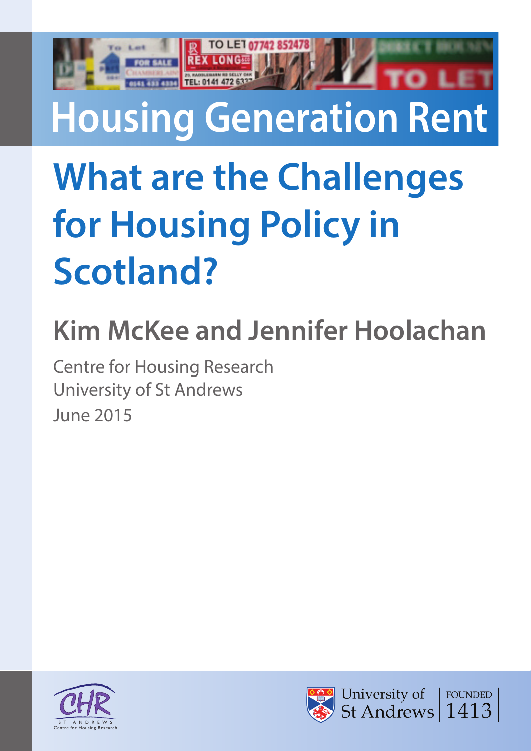# Housing Generation Rent

## What are the Challenges for Housing Policy in Scotland?

### Kim McKee and Jennifer Hoolachan

Centre for Housing Research
University of St Andrews
June 2015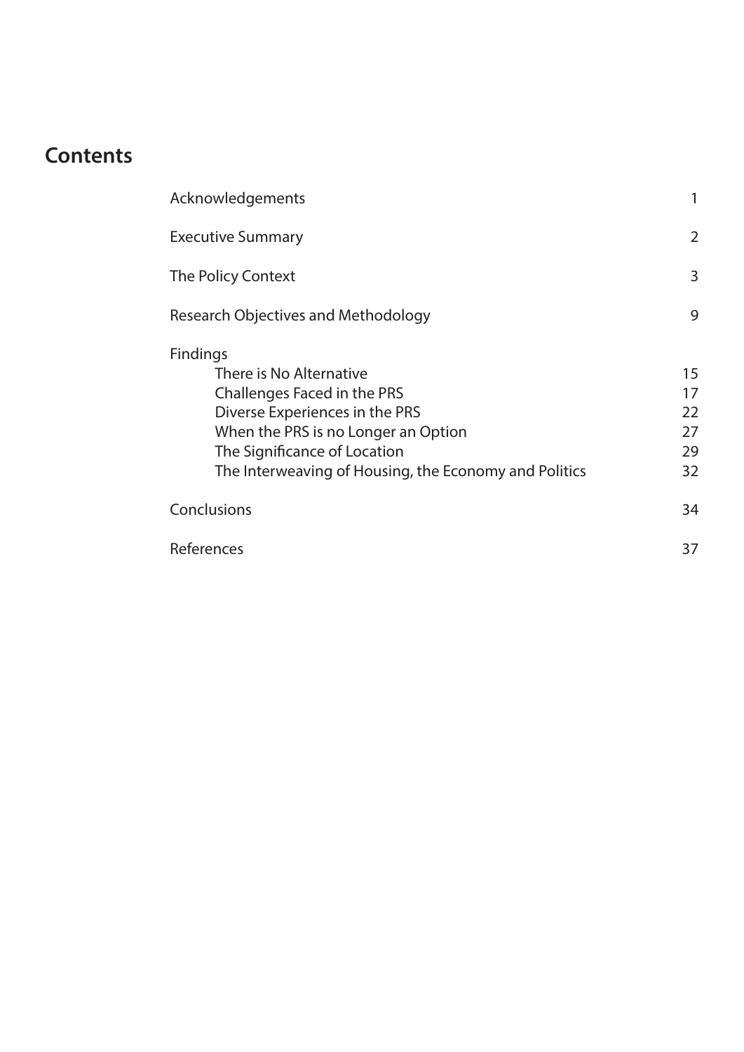# Contents

| | |
|---|---|
| Acknowledgements | 1 |
| Executive Summary | 2 |
| The Policy Context | 3 |
| Research Objectives and Methodology | 9 |
| Findings | |
| There is No Alternative | 15 |
| Challenges Faced in the PRS | 17 |
| Diverse Experiences in the PRS | 22 |
| When the PRS is no Longer an Option | 27 |
| The Significance of Location | 29 |
| The Interweaving of Housing, the Economy and Politics | 32 |
| Conclusions | 34 |
| References | 37 |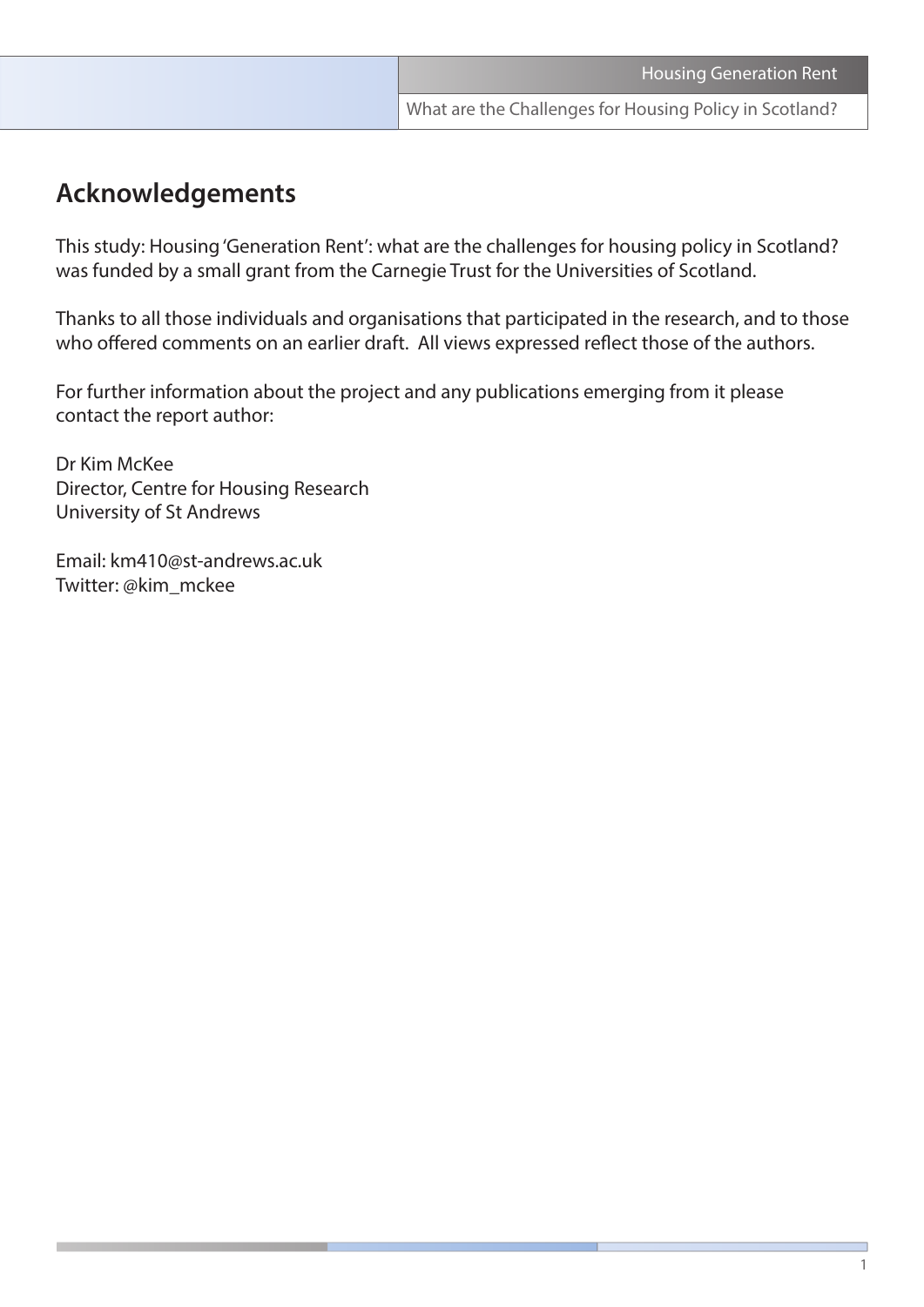## Acknowledgements

This study: Housing 'Generation Rent': what are the challenges for housing policy in Scotland? was funded by a small grant from the Carnegie Trust for the Universities of Scotland.

Thanks to all those individuals and organisations that participated in the research, and to those who offered comments on an earlier draft. All views expressed reflect those of the authors.

For further information about the project and any publications emerging from it please contact the report author:

Dr Kim McKee
Director, Centre for Housing Research
University of St Andrews

Email: km410@st-andrews.ac.uk
Twitter: @kim_mckee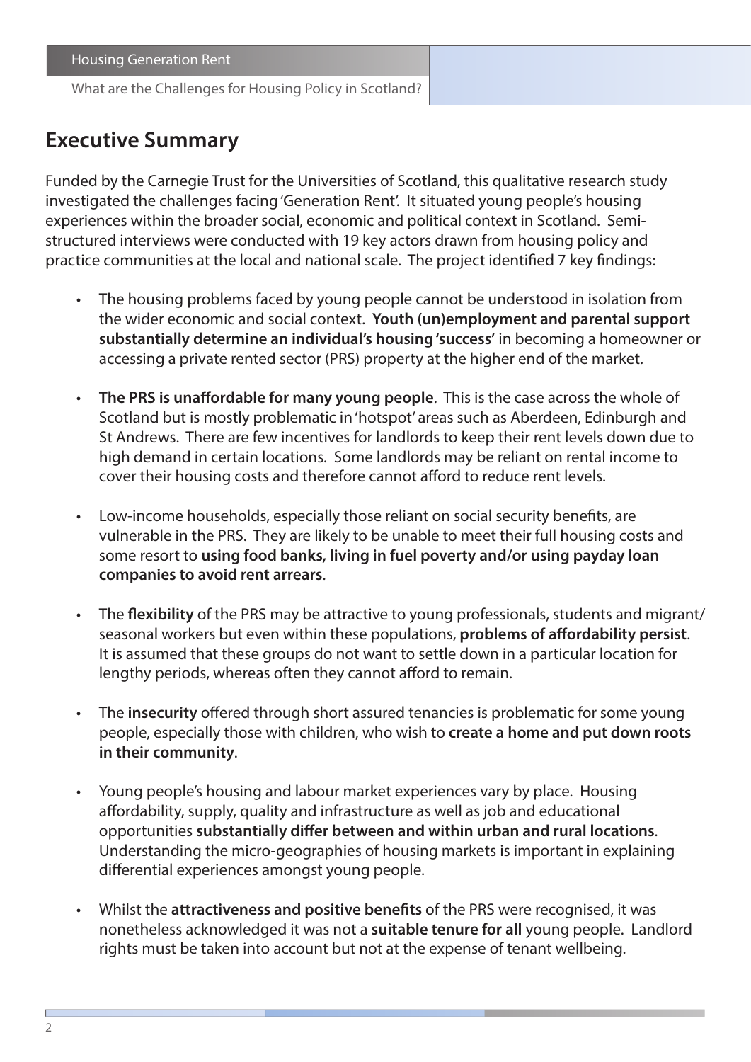## Executive Summary

Funded by the Carnegie Trust for the Universities of Scotland, this qualitative research study investigated the challenges facing 'Generation Rent'. It situated young people's housing experiences within the broader social, economic and political context in Scotland. Semi-structured interviews were conducted with 19 key actors drawn from housing policy and practice communities at the local and national scale. The project identified 7 key findings:

- The housing problems faced by young people cannot be understood in isolation from the wider economic and social context. **Youth (un)employment and parental support substantially determine an individual's housing 'success'** in becoming a homeowner or accessing a private rented sector (PRS) property at the higher end of the market.
- **The PRS is unaffordable for many young people**. This is the case across the whole of Scotland but is mostly problematic in 'hotspot' areas such as Aberdeen, Edinburgh and St Andrews. There are few incentives for landlords to keep their rent levels down due to high demand in certain locations. Some landlords may be reliant on rental income to cover their housing costs and therefore cannot afford to reduce rent levels.
- Low-income households, especially those reliant on social security benefits, are vulnerable in the PRS. They are likely to be unable to meet their full housing costs and some resort to **using food banks, living in fuel poverty and/or using payday loan companies to avoid rent arrears**.
- The **flexibility** of the PRS may be attractive to young professionals, students and migrant/seasonal workers but even within these populations, **problems of affordability persist**. It is assumed that these groups do not want to settle down in a particular location for lengthy periods, whereas often they cannot afford to remain.
- The **insecurity** offered through short assured tenancies is problematic for some young people, especially those with children, who wish to **create a home and put down roots in their community**.
- Young people's housing and labour market experiences vary by place. Housing affordability, supply, quality and infrastructure as well as job and educational opportunities **substantially differ between and within urban and rural locations**. Understanding the micro-geographies of housing markets is important in explaining differential experiences amongst young people.
- Whilst the **attractiveness and positive benefits** of the PRS were recognised, it was nonetheless acknowledged it was not a **suitable tenure for all** young people. Landlord rights must be taken into account but not at the expense of tenant wellbeing.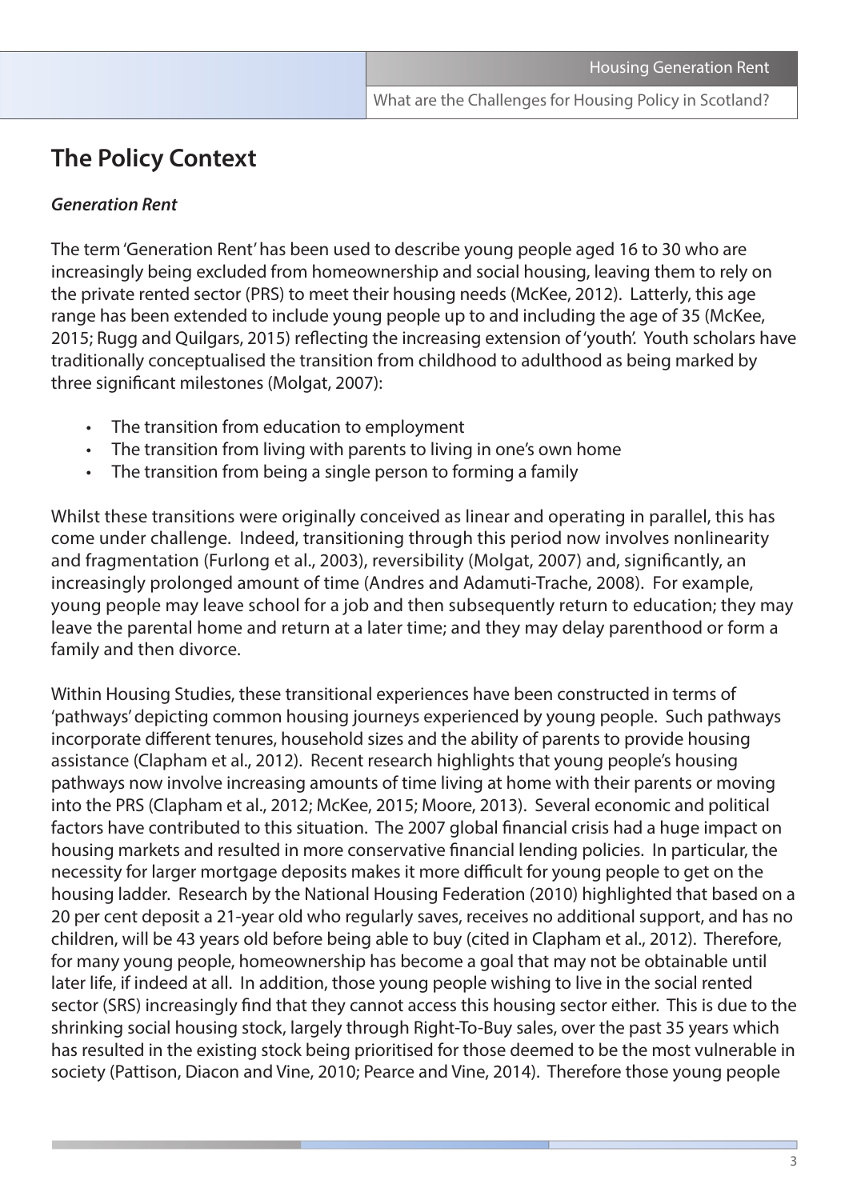## The Policy Context

***Generation Rent***

The term 'Generation Rent' has been used to describe young people aged 16 to 30 who are increasingly being excluded from homeownership and social housing, leaving them to rely on the private rented sector (PRS) to meet their housing needs (McKee, 2012). Latterly, this age range has been extended to include young people up to and including the age of 35 (McKee, 2015; Rugg and Quilgars, 2015) reflecting the increasing extension of 'youth'. Youth scholars have traditionally conceptualised the transition from childhood to adulthood as being marked by three significant milestones (Molgat, 2007):

- The transition from education to employment
- The transition from living with parents to living in one's own home
- The transition from being a single person to forming a family

Whilst these transitions were originally conceived as linear and operating in parallel, this has come under challenge. Indeed, transitioning through this period now involves nonlinearity and fragmentation (Furlong et al., 2003), reversibility (Molgat, 2007) and, significantly, an increasingly prolonged amount of time (Andres and Adamuti-Trache, 2008). For example, young people may leave school for a job and then subsequently return to education; they may leave the parental home and return at a later time; and they may delay parenthood or form a family and then divorce.

Within Housing Studies, these transitional experiences have been constructed in terms of 'pathways' depicting common housing journeys experienced by young people. Such pathways incorporate different tenures, household sizes and the ability of parents to provide housing assistance (Clapham et al., 2012). Recent research highlights that young people's housing pathways now involve increasing amounts of time living at home with their parents or moving into the PRS (Clapham et al., 2012; McKee, 2015; Moore, 2013). Several economic and political factors have contributed to this situation. The 2007 global financial crisis had a huge impact on housing markets and resulted in more conservative financial lending policies. In particular, the necessity for larger mortgage deposits makes it more difficult for young people to get on the housing ladder. Research by the National Housing Federation (2010) highlighted that based on a 20 per cent deposit a 21-year old who regularly saves, receives no additional support, and has no children, will be 43 years old before being able to buy (cited in Clapham et al., 2012). Therefore, for many young people, homeownership has become a goal that may not be obtainable until later life, if indeed at all. In addition, those young people wishing to live in the social rented sector (SRS) increasingly find that they cannot access this housing sector either. This is due to the shrinking social housing stock, largely through Right-To-Buy sales, over the past 35 years which has resulted in the existing stock being prioritised for those deemed to be the most vulnerable in society (Pattison, Diacon and Vine, 2010; Pearce and Vine, 2014). Therefore those young people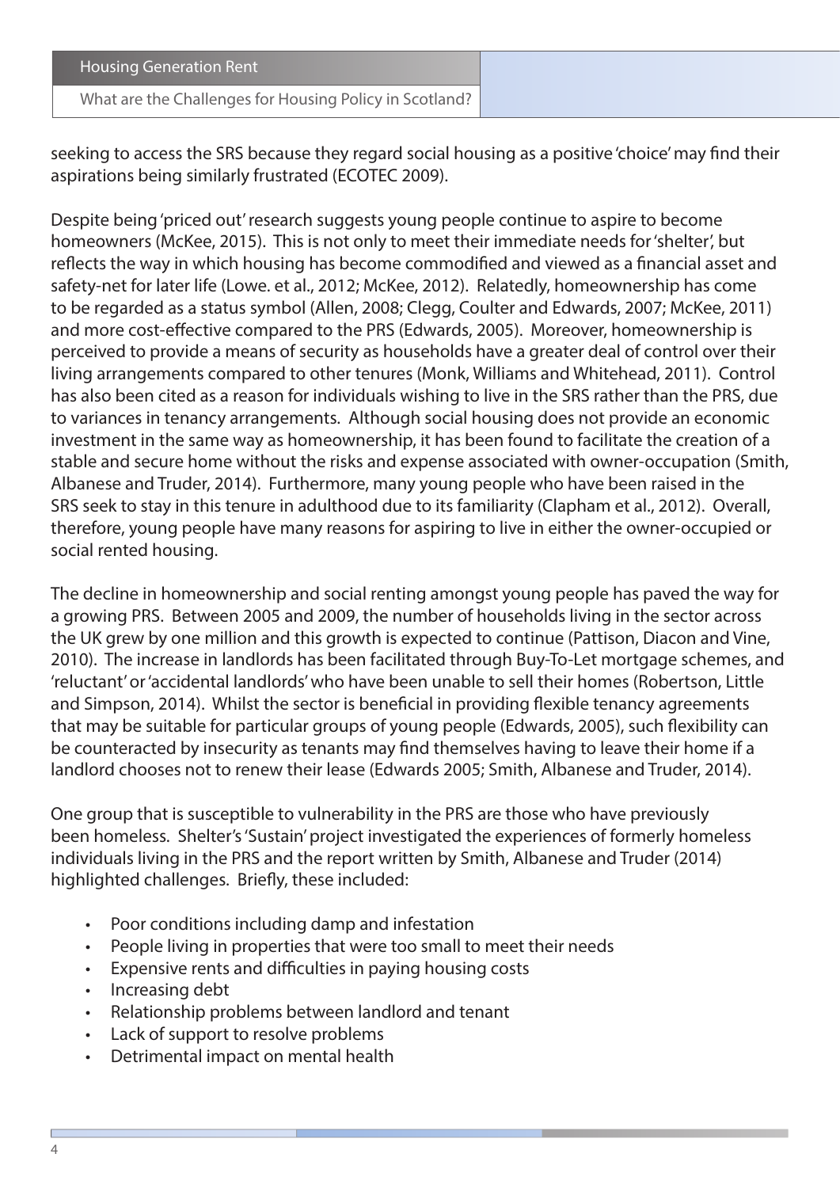seeking to access the SRS because they regard social housing as a positive 'choice' may find their aspirations being similarly frustrated (ECOTEC 2009).

Despite being 'priced out' research suggests young people continue to aspire to become homeowners (McKee, 2015). This is not only to meet their immediate needs for 'shelter', but reflects the way in which housing has become commodified and viewed as a financial asset and safety-net for later life (Lowe. et al., 2012; McKee, 2012). Relatedly, homeownership has come to be regarded as a status symbol (Allen, 2008; Clegg, Coulter and Edwards, 2007; McKee, 2011) and more cost-effective compared to the PRS (Edwards, 2005). Moreover, homeownership is perceived to provide a means of security as households have a greater deal of control over their living arrangements compared to other tenures (Monk, Williams and Whitehead, 2011). Control has also been cited as a reason for individuals wishing to live in the SRS rather than the PRS, due to variances in tenancy arrangements. Although social housing does not provide an economic investment in the same way as homeownership, it has been found to facilitate the creation of a stable and secure home without the risks and expense associated with owner-occupation (Smith, Albanese and Truder, 2014). Furthermore, many young people who have been raised in the SRS seek to stay in this tenure in adulthood due to its familiarity (Clapham et al., 2012). Overall, therefore, young people have many reasons for aspiring to live in either the owner-occupied or social rented housing.

The decline in homeownership and social renting amongst young people has paved the way for a growing PRS. Between 2005 and 2009, the number of households living in the sector across the UK grew by one million and this growth is expected to continue (Pattison, Diacon and Vine, 2010). The increase in landlords has been facilitated through Buy-To-Let mortgage schemes, and 'reluctant' or 'accidental landlords' who have been unable to sell their homes (Robertson, Little and Simpson, 2014). Whilst the sector is beneficial in providing flexible tenancy agreements that may be suitable for particular groups of young people (Edwards, 2005), such flexibility can be counteracted by insecurity as tenants may find themselves having to leave their home if a landlord chooses not to renew their lease (Edwards 2005; Smith, Albanese and Truder, 2014).

One group that is susceptible to vulnerability in the PRS are those who have previously been homeless. Shelter's 'Sustain' project investigated the experiences of formerly homeless individuals living in the PRS and the report written by Smith, Albanese and Truder (2014) highlighted challenges. Briefly, these included:

- Poor conditions including damp and infestation
- People living in properties that were too small to meet their needs
- Expensive rents and difficulties in paying housing costs
- Increasing debt
- Relationship problems between landlord and tenant
- Lack of support to resolve problems
- Detrimental impact on mental health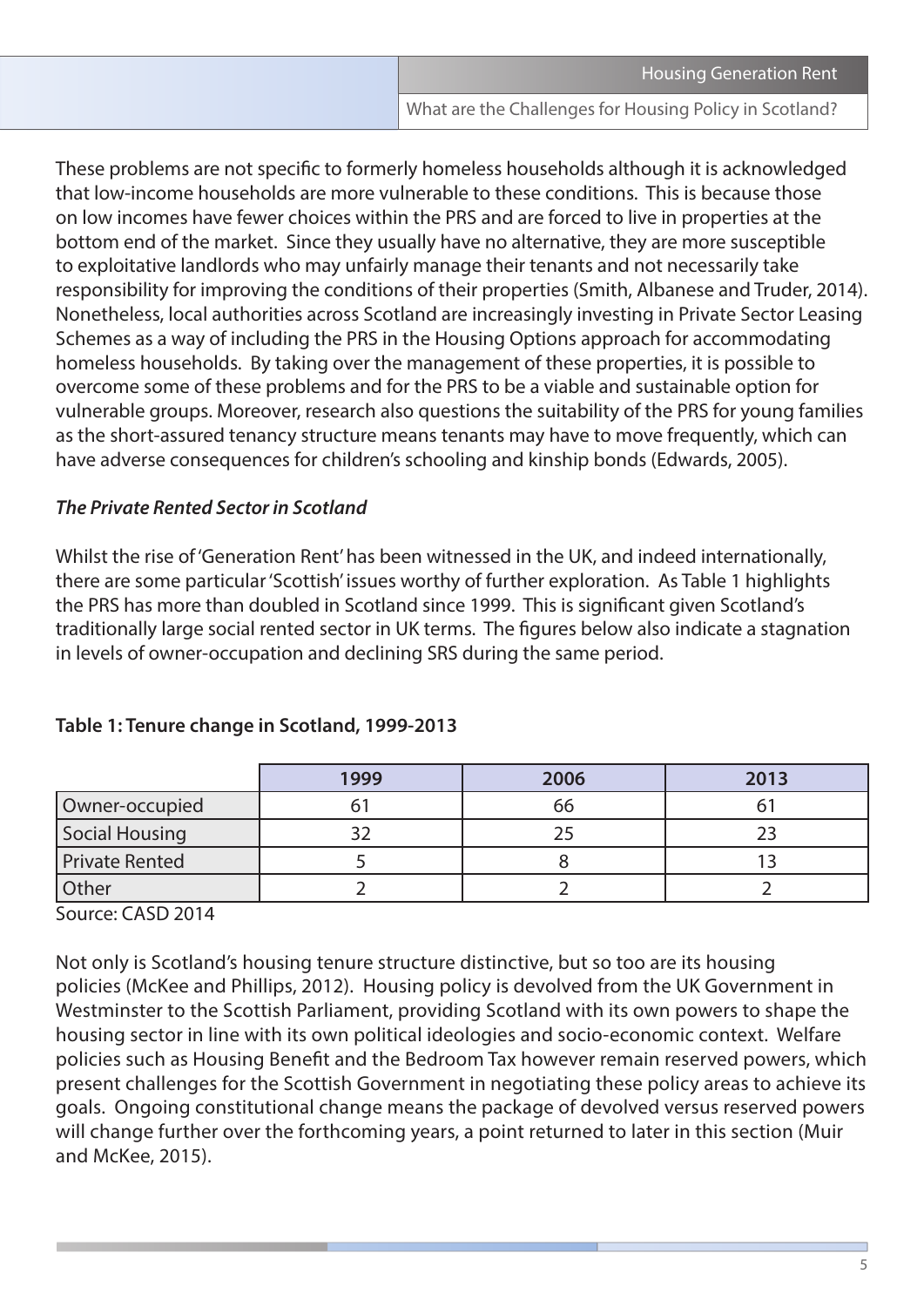These problems are not specific to formerly homeless households although it is acknowledged that low-income households are more vulnerable to these conditions. This is because those on low incomes have fewer choices within the PRS and are forced to live in properties at the bottom end of the market. Since they usually have no alternative, they are more susceptible to exploitative landlords who may unfairly manage their tenants and not necessarily take responsibility for improving the conditions of their properties (Smith, Albanese and Truder, 2014). Nonetheless, local authorities across Scotland are increasingly investing in Private Sector Leasing Schemes as a way of including the PRS in the Housing Options approach for accommodating homeless households. By taking over the management of these properties, it is possible to overcome some of these problems and for the PRS to be a viable and sustainable option for vulnerable groups. Moreover, research also questions the suitability of the PRS for young families as the short-assured tenancy structure means tenants may have to move frequently, which can have adverse consequences for children's schooling and kinship bonds (Edwards, 2005).

***The Private Rented Sector in Scotland***

Whilst the rise of 'Generation Rent' has been witnessed in the UK, and indeed internationally, there are some particular 'Scottish' issues worthy of further exploration. As Table 1 highlights the PRS has more than doubled in Scotland since 1999. This is significant given Scotland's traditionally large social rented sector in UK terms. The figures below also indicate a stagnation in levels of owner-occupation and declining SRS during the same period.

**Table 1: Tenure change in Scotland, 1999-2013**

| | 1999 | 2006 | 2013 |
|---|---|---|---|
| Owner-occupied | 61 | 66 | 61 |
| Social Housing | 32 | 25 | 23 |
| Private Rented | 5 | 8 | 13 |
| Other | 2 | 2 | 2 |

Source: CASD 2014

Not only is Scotland's housing tenure structure distinctive, but so too are its housing policies (McKee and Phillips, 2012). Housing policy is devolved from the UK Government in Westminster to the Scottish Parliament, providing Scotland with its own powers to shape the housing sector in line with its own political ideologies and socio-economic context. Welfare policies such as Housing Benefit and the Bedroom Tax however remain reserved powers, which present challenges for the Scottish Government in negotiating these policy areas to achieve its goals. Ongoing constitutional change means the package of devolved versus reserved powers will change further over the forthcoming years, a point returned to later in this section (Muir and McKee, 2015).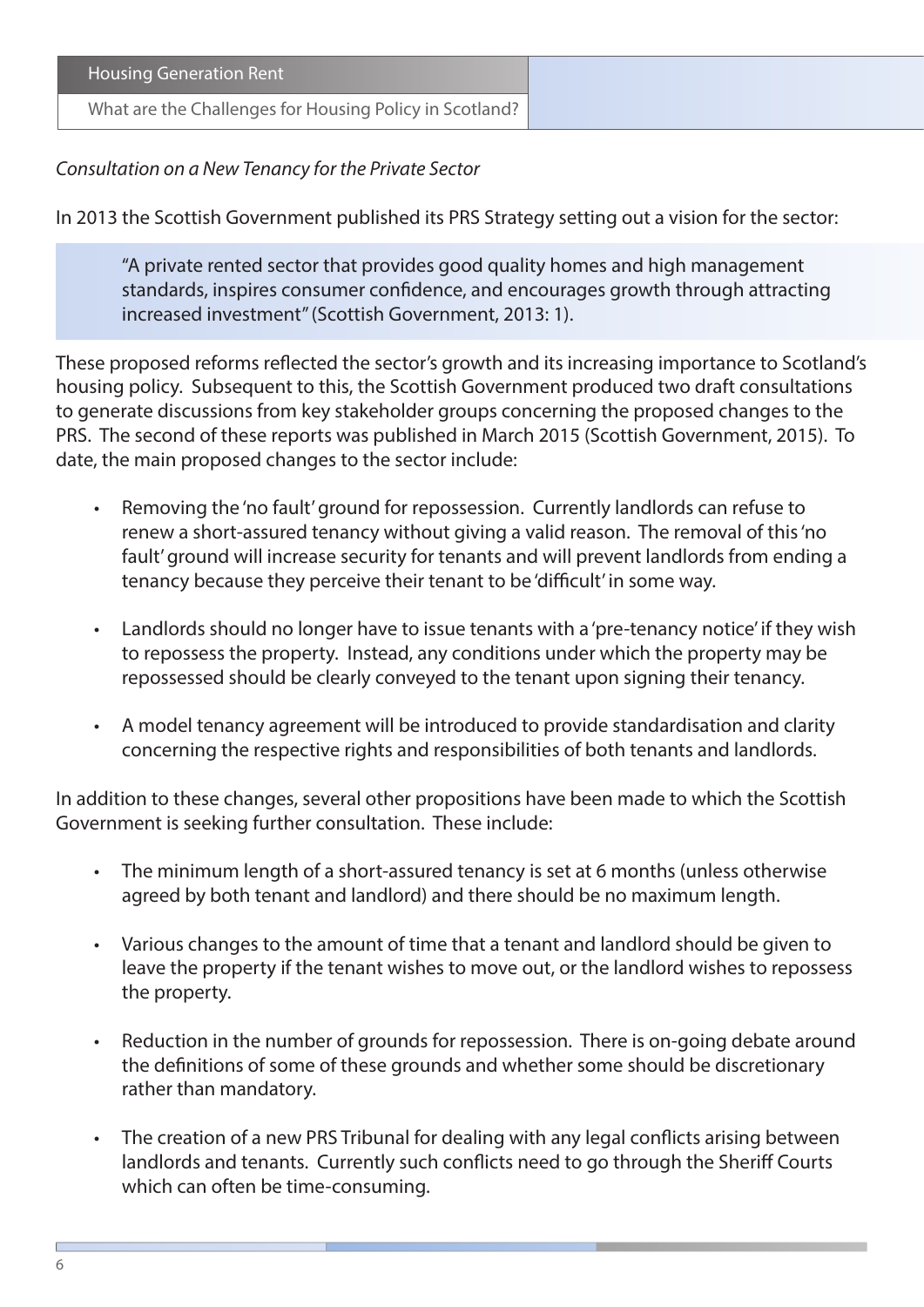*Consultation on a New Tenancy for the Private Sector*

In 2013 the Scottish Government published its PRS Strategy setting out a vision for the sector:

> "A private rented sector that provides good quality homes and high management standards, inspires consumer confidence, and encourages growth through attracting increased investment" (Scottish Government, 2013: 1).

These proposed reforms reflected the sector's growth and its increasing importance to Scotland's housing policy. Subsequent to this, the Scottish Government produced two draft consultations to generate discussions from key stakeholder groups concerning the proposed changes to the PRS. The second of these reports was published in March 2015 (Scottish Government, 2015). To date, the main proposed changes to the sector include:

- Removing the 'no fault' ground for repossession. Currently landlords can refuse to renew a short-assured tenancy without giving a valid reason. The removal of this 'no fault' ground will increase security for tenants and will prevent landlords from ending a tenancy because they perceive their tenant to be 'difficult' in some way.
- Landlords should no longer have to issue tenants with a 'pre-tenancy notice' if they wish to repossess the property. Instead, any conditions under which the property may be repossessed should be clearly conveyed to the tenant upon signing their tenancy.
- A model tenancy agreement will be introduced to provide standardisation and clarity concerning the respective rights and responsibilities of both tenants and landlords.

In addition to these changes, several other propositions have been made to which the Scottish Government is seeking further consultation. These include:

- The minimum length of a short-assured tenancy is set at 6 months (unless otherwise agreed by both tenant and landlord) and there should be no maximum length.
- Various changes to the amount of time that a tenant and landlord should be given to leave the property if the tenant wishes to move out, or the landlord wishes to repossess the property.
- Reduction in the number of grounds for repossession. There is on-going debate around the definitions of some of these grounds and whether some should be discretionary rather than mandatory.
- The creation of a new PRS Tribunal for dealing with any legal conflicts arising between landlords and tenants. Currently such conflicts need to go through the Sheriff Courts which can often be time-consuming.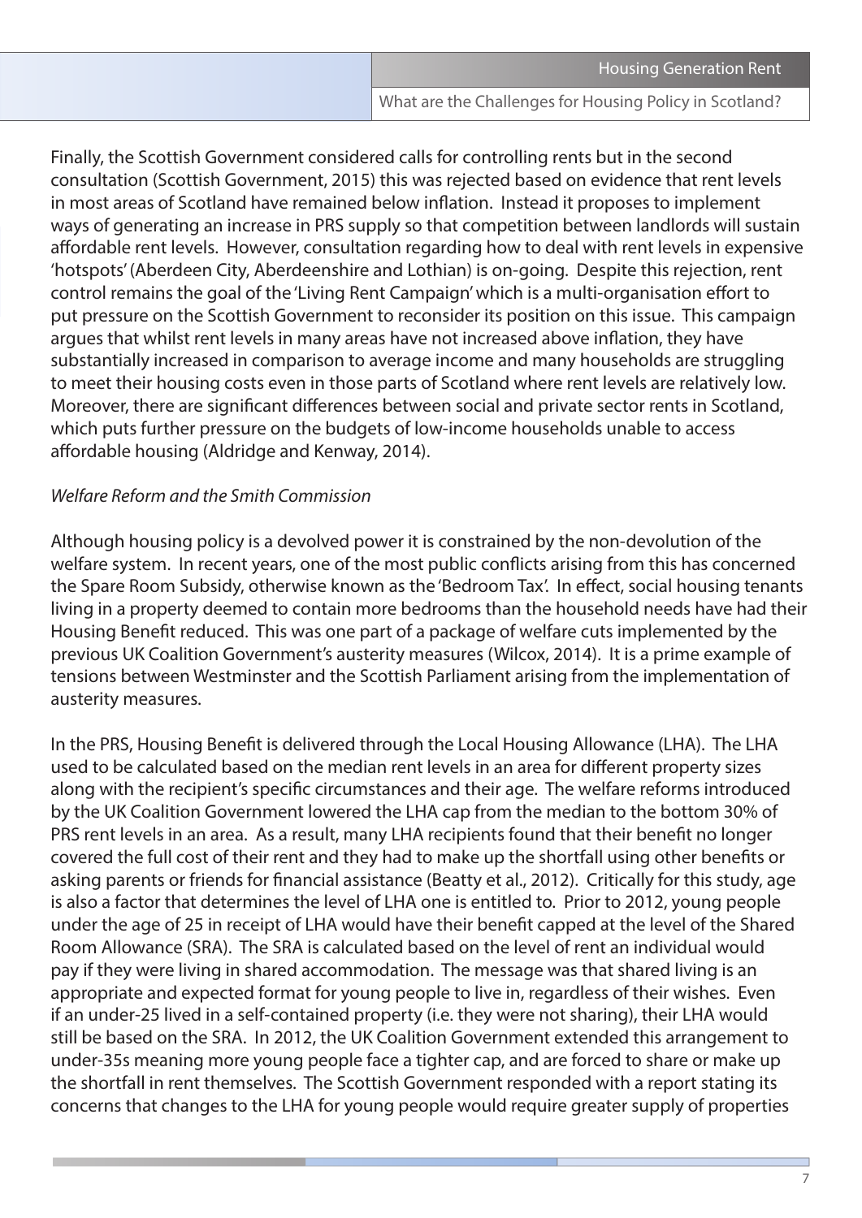Finally, the Scottish Government considered calls for controlling rents but in the second consultation (Scottish Government, 2015) this was rejected based on evidence that rent levels in most areas of Scotland have remained below inflation. Instead it proposes to implement ways of generating an increase in PRS supply so that competition between landlords will sustain affordable rent levels. However, consultation regarding how to deal with rent levels in expensive 'hotspots' (Aberdeen City, Aberdeenshire and Lothian) is on-going. Despite this rejection, rent control remains the goal of the 'Living Rent Campaign' which is a multi-organisation effort to put pressure on the Scottish Government to reconsider its position on this issue. This campaign argues that whilst rent levels in many areas have not increased above inflation, they have substantially increased in comparison to average income and many households are struggling to meet their housing costs even in those parts of Scotland where rent levels are relatively low. Moreover, there are significant differences between social and private sector rents in Scotland, which puts further pressure on the budgets of low-income households unable to access affordable housing (Aldridge and Kenway, 2014).

*Welfare Reform and the Smith Commission*

Although housing policy is a devolved power it is constrained by the non-devolution of the welfare system. In recent years, one of the most public conflicts arising from this has concerned the Spare Room Subsidy, otherwise known as the 'Bedroom Tax'. In effect, social housing tenants living in a property deemed to contain more bedrooms than the household needs have had their Housing Benefit reduced. This was one part of a package of welfare cuts implemented by the previous UK Coalition Government's austerity measures (Wilcox, 2014). It is a prime example of tensions between Westminster and the Scottish Parliament arising from the implementation of austerity measures.

In the PRS, Housing Benefit is delivered through the Local Housing Allowance (LHA). The LHA used to be calculated based on the median rent levels in an area for different property sizes along with the recipient's specific circumstances and their age. The welfare reforms introduced by the UK Coalition Government lowered the LHA cap from the median to the bottom 30% of PRS rent levels in an area. As a result, many LHA recipients found that their benefit no longer covered the full cost of their rent and they had to make up the shortfall using other benefits or asking parents or friends for financial assistance (Beatty et al., 2012). Critically for this study, age is also a factor that determines the level of LHA one is entitled to. Prior to 2012, young people under the age of 25 in receipt of LHA would have their benefit capped at the level of the Shared Room Allowance (SRA). The SRA is calculated based on the level of rent an individual would pay if they were living in shared accommodation. The message was that shared living is an appropriate and expected format for young people to live in, regardless of their wishes. Even if an under-25 lived in a self-contained property (i.e. they were not sharing), their LHA would still be based on the SRA. In 2012, the UK Coalition Government extended this arrangement to under-35s meaning more young people face a tighter cap, and are forced to share or make up the shortfall in rent themselves. The Scottish Government responded with a report stating its concerns that changes to the LHA for young people would require greater supply of properties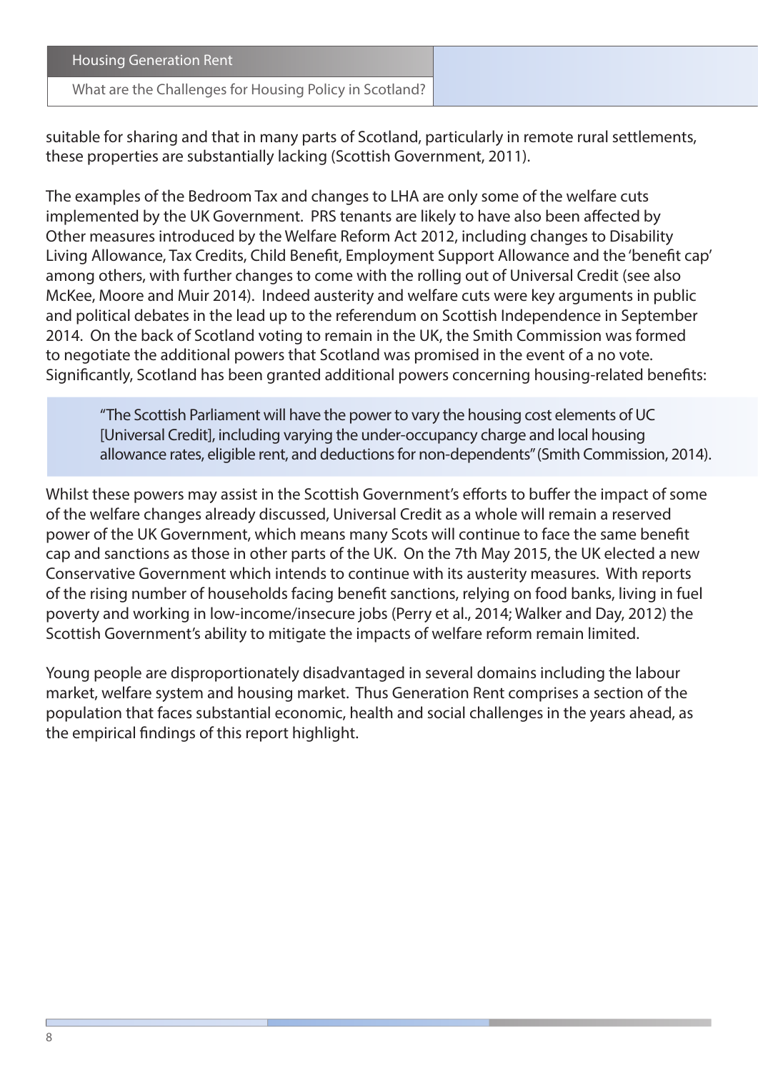suitable for sharing and that in many parts of Scotland, particularly in remote rural settlements, these properties are substantially lacking (Scottish Government, 2011).

The examples of the Bedroom Tax and changes to LHA are only some of the welfare cuts implemented by the UK Government. PRS tenants are likely to have also been affected by Other measures introduced by the Welfare Reform Act 2012, including changes to Disability Living Allowance, Tax Credits, Child Benefit, Employment Support Allowance and the 'benefit cap' among others, with further changes to come with the rolling out of Universal Credit (see also McKee, Moore and Muir 2014). Indeed austerity and welfare cuts were key arguments in public and political debates in the lead up to the referendum on Scottish Independence in September 2014. On the back of Scotland voting to remain in the UK, the Smith Commission was formed to negotiate the additional powers that Scotland was promised in the event of a no vote. Significantly, Scotland has been granted additional powers concerning housing-related benefits:

> "The Scottish Parliament will have the power to vary the housing cost elements of UC [Universal Credit], including varying the under-occupancy charge and local housing allowance rates, eligible rent, and deductions for non-dependents" (Smith Commission, 2014).

Whilst these powers may assist in the Scottish Government's efforts to buffer the impact of some of the welfare changes already discussed, Universal Credit as a whole will remain a reserved power of the UK Government, which means many Scots will continue to face the same benefit cap and sanctions as those in other parts of the UK. On the 7th May 2015, the UK elected a new Conservative Government which intends to continue with its austerity measures. With reports of the rising number of households facing benefit sanctions, relying on food banks, living in fuel poverty and working in low-income/insecure jobs (Perry et al., 2014; Walker and Day, 2012) the Scottish Government's ability to mitigate the impacts of welfare reform remain limited.

Young people are disproportionately disadvantaged in several domains including the labour market, welfare system and housing market. Thus Generation Rent comprises a section of the population that faces substantial economic, health and social challenges in the years ahead, as the empirical findings of this report highlight.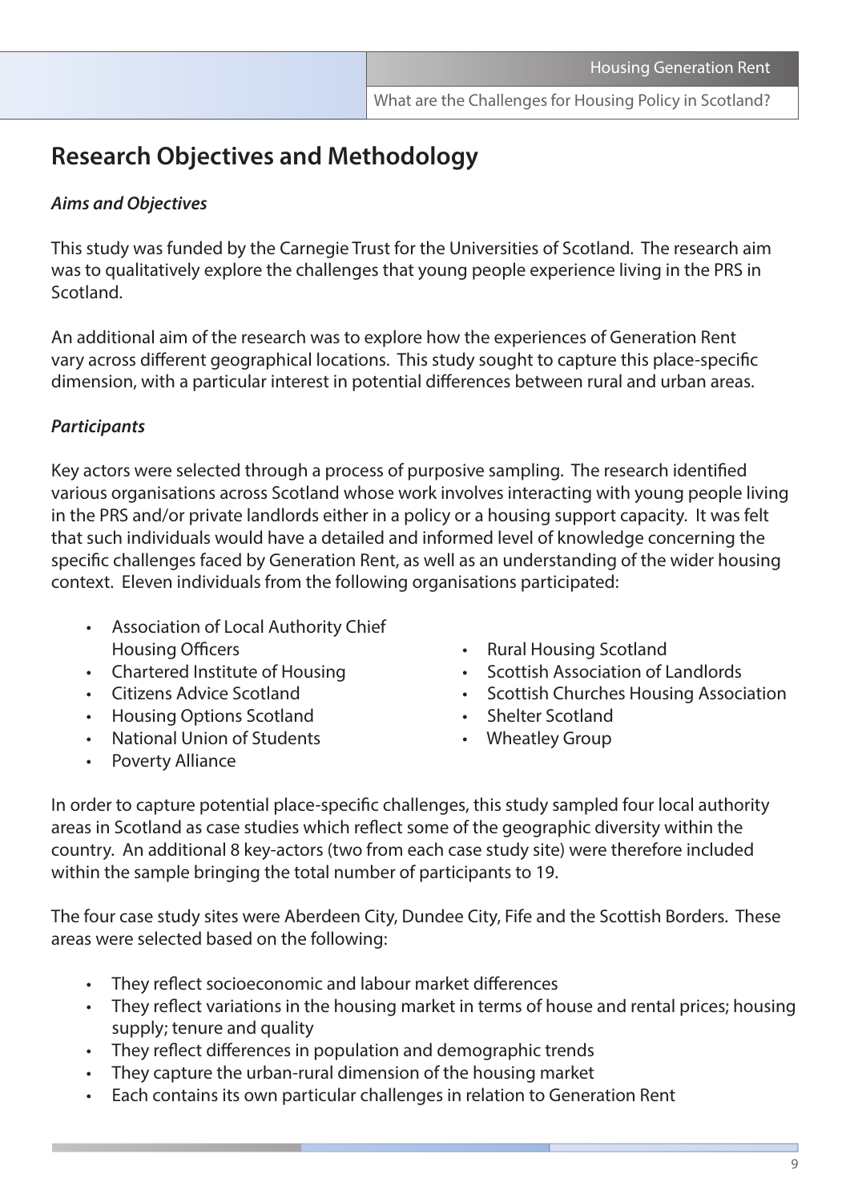## Research Objectives and Methodology

### *Aims and Objectives*

This study was funded by the Carnegie Trust for the Universities of Scotland. The research aim was to qualitatively explore the challenges that young people experience living in the PRS in Scotland.

An additional aim of the research was to explore how the experiences of Generation Rent vary across different geographical locations. This study sought to capture this place-specific dimension, with a particular interest in potential differences between rural and urban areas.

### *Participants*

Key actors were selected through a process of purposive sampling. The research identified various organisations across Scotland whose work involves interacting with young people living in the PRS and/or private landlords either in a policy or a housing support capacity. It was felt that such individuals would have a detailed and informed level of knowledge concerning the specific challenges faced by Generation Rent, as well as an understanding of the wider housing context. Eleven individuals from the following organisations participated:

- Association of Local Authority Chief Housing Officers
- Chartered Institute of Housing
- Citizens Advice Scotland
- Housing Options Scotland
- National Union of Students
- Poverty Alliance
- Rural Housing Scotland
- Scottish Association of Landlords
- Scottish Churches Housing Association
- Shelter Scotland
- Wheatley Group

In order to capture potential place-specific challenges, this study sampled four local authority areas in Scotland as case studies which reflect some of the geographic diversity within the country. An additional 8 key-actors (two from each case study site) were therefore included within the sample bringing the total number of participants to 19.

The four case study sites were Aberdeen City, Dundee City, Fife and the Scottish Borders. These areas were selected based on the following:

- They reflect socioeconomic and labour market differences
- They reflect variations in the housing market in terms of house and rental prices; housing supply; tenure and quality
- They reflect differences in population and demographic trends
- They capture the urban-rural dimension of the housing market
- Each contains its own particular challenges in relation to Generation Rent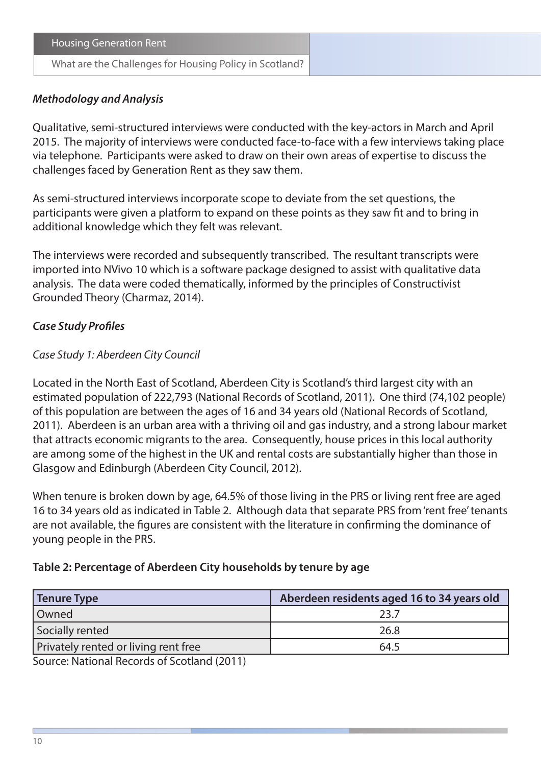***Methodology and Analysis***

Qualitative, semi-structured interviews were conducted with the key-actors in March and April 2015. The majority of interviews were conducted face-to-face with a few interviews taking place via telephone. Participants were asked to draw on their own areas of expertise to discuss the challenges faced by Generation Rent as they saw them.

As semi-structured interviews incorporate scope to deviate from the set questions, the participants were given a platform to expand on these points as they saw fit and to bring in additional knowledge which they felt was relevant.

The interviews were recorded and subsequently transcribed. The resultant transcripts were imported into NVivo 10 which is a software package designed to assist with qualitative data analysis. The data were coded thematically, informed by the principles of Constructivist Grounded Theory (Charmaz, 2014).

***Case Study Profiles***

*Case Study 1: Aberdeen City Council*

Located in the North East of Scotland, Aberdeen City is Scotland's third largest city with an estimated population of 222,793 (National Records of Scotland, 2011). One third (74,102 people) of this population are between the ages of 16 and 34 years old (National Records of Scotland, 2011). Aberdeen is an urban area with a thriving oil and gas industry, and a strong labour market that attracts economic migrants to the area. Consequently, house prices in this local authority are among some of the highest in the UK and rental costs are substantially higher than those in Glasgow and Edinburgh (Aberdeen City Council, 2012).

When tenure is broken down by age, 64.5% of those living in the PRS or living rent free are aged 16 to 34 years old as indicated in Table 2. Although data that separate PRS from 'rent free' tenants are not available, the figures are consistent with the literature in confirming the dominance of young people in the PRS.

**Table 2: Percentage of Aberdeen City households by tenure by age**

| Tenure Type | Aberdeen residents aged 16 to 34 years old |
|---|---|
| Owned | 23.7 |
| Socially rented | 26.8 |
| Privately rented or living rent free | 64.5 |

Source: National Records of Scotland (2011)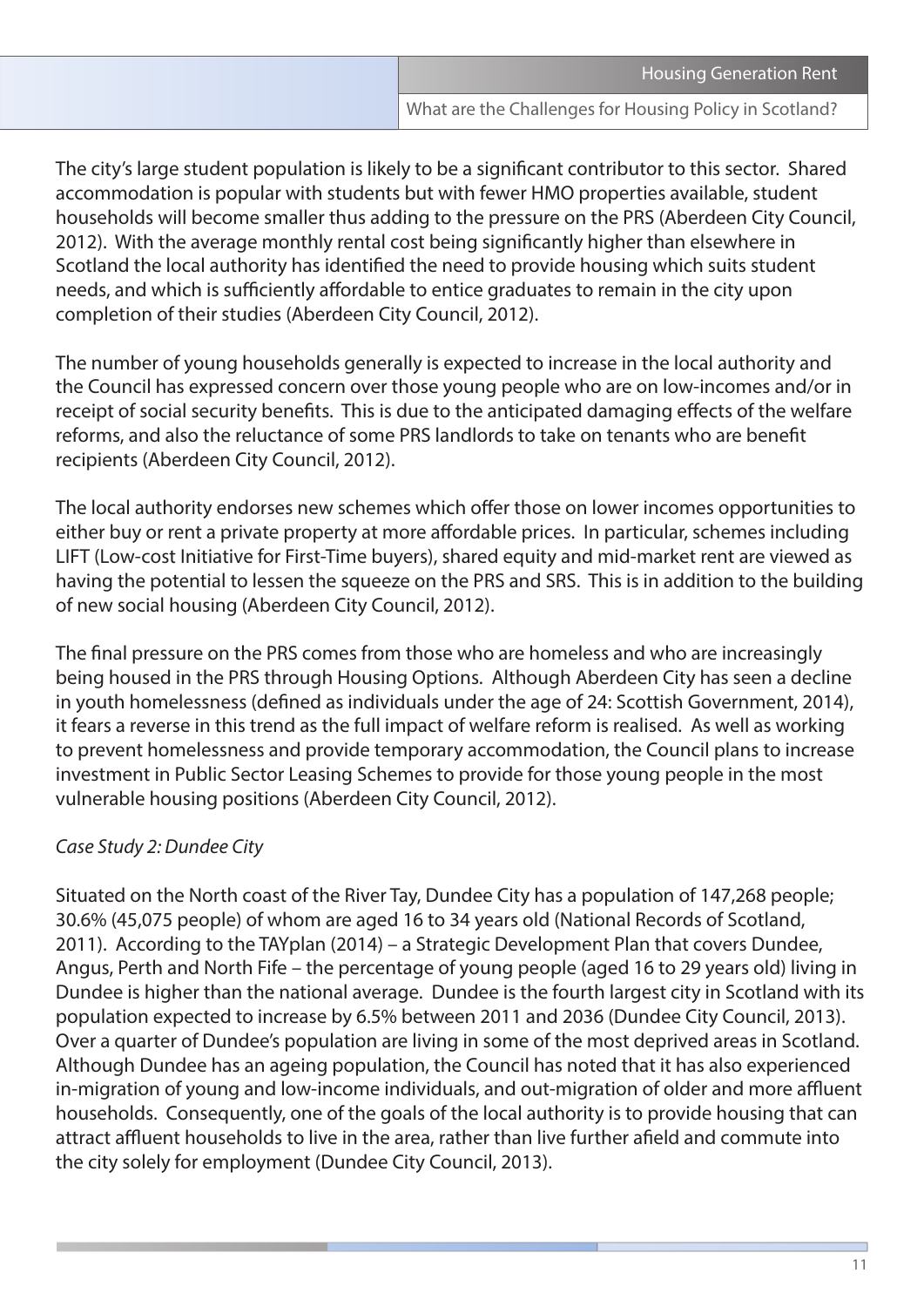The city's large student population is likely to be a significant contributor to this sector. Shared accommodation is popular with students but with fewer HMO properties available, student households will become smaller thus adding to the pressure on the PRS (Aberdeen City Council, 2012). With the average monthly rental cost being significantly higher than elsewhere in Scotland the local authority has identified the need to provide housing which suits student needs, and which is sufficiently affordable to entice graduates to remain in the city upon completion of their studies (Aberdeen City Council, 2012).

The number of young households generally is expected to increase in the local authority and the Council has expressed concern over those young people who are on low-incomes and/or in receipt of social security benefits. This is due to the anticipated damaging effects of the welfare reforms, and also the reluctance of some PRS landlords to take on tenants who are benefit recipients (Aberdeen City Council, 2012).

The local authority endorses new schemes which offer those on lower incomes opportunities to either buy or rent a private property at more affordable prices. In particular, schemes including LIFT (Low-cost Initiative for First-Time buyers), shared equity and mid-market rent are viewed as having the potential to lessen the squeeze on the PRS and SRS. This is in addition to the building of new social housing (Aberdeen City Council, 2012).

The final pressure on the PRS comes from those who are homeless and who are increasingly being housed in the PRS through Housing Options. Although Aberdeen City has seen a decline in youth homelessness (defined as individuals under the age of 24: Scottish Government, 2014), it fears a reverse in this trend as the full impact of welfare reform is realised. As well as working to prevent homelessness and provide temporary accommodation, the Council plans to increase investment in Public Sector Leasing Schemes to provide for those young people in the most vulnerable housing positions (Aberdeen City Council, 2012).

*Case Study 2: Dundee City*

Situated on the North coast of the River Tay, Dundee City has a population of 147,268 people; 30.6% (45,075 people) of whom are aged 16 to 34 years old (National Records of Scotland, 2011). According to the TAYplan (2014) – a Strategic Development Plan that covers Dundee, Angus, Perth and North Fife – the percentage of young people (aged 16 to 29 years old) living in Dundee is higher than the national average. Dundee is the fourth largest city in Scotland with its population expected to increase by 6.5% between 2011 and 2036 (Dundee City Council, 2013). Over a quarter of Dundee's population are living in some of the most deprived areas in Scotland. Although Dundee has an ageing population, the Council has noted that it has also experienced in-migration of young and low-income individuals, and out-migration of older and more affluent households. Consequently, one of the goals of the local authority is to provide housing that can attract affluent households to live in the area, rather than live further afield and commute into the city solely for employment (Dundee City Council, 2013).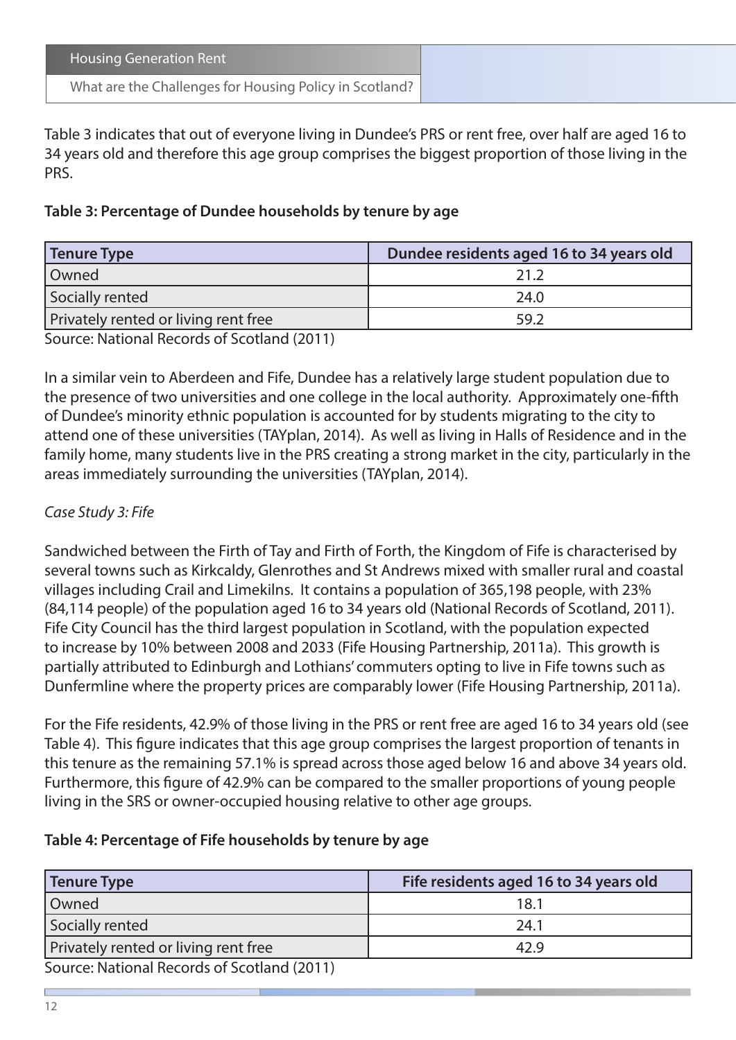Table 3 indicates that out of everyone living in Dundee's PRS or rent free, over half are aged 16 to 34 years old and therefore this age group comprises the biggest proportion of those living in the PRS.

**Table 3: Percentage of Dundee households by tenure by age**

| Tenure Type | Dundee residents aged 16 to 34 years old |
|---|---|
| Owned | 21.2 |
| Socially rented | 24.0 |
| Privately rented or living rent free | 59.2 |

Source: National Records of Scotland (2011)

In a similar vein to Aberdeen and Fife, Dundee has a relatively large student population due to the presence of two universities and one college in the local authority. Approximately one-fifth of Dundee's minority ethnic population is accounted for by students migrating to the city to attend one of these universities (TAYplan, 2014). As well as living in Halls of Residence and in the family home, many students live in the PRS creating a strong market in the city, particularly in the areas immediately surrounding the universities (TAYplan, 2014).

*Case Study 3: Fife*

Sandwiched between the Firth of Tay and Firth of Forth, the Kingdom of Fife is characterised by several towns such as Kirkcaldy, Glenrothes and St Andrews mixed with smaller rural and coastal villages including Crail and Limekilns. It contains a population of 365,198 people, with 23% (84,114 people) of the population aged 16 to 34 years old (National Records of Scotland, 2011). Fife City Council has the third largest population in Scotland, with the population expected to increase by 10% between 2008 and 2033 (Fife Housing Partnership, 2011a). This growth is partially attributed to Edinburgh and Lothians' commuters opting to live in Fife towns such as Dunfermline where the property prices are comparably lower (Fife Housing Partnership, 2011a).

For the Fife residents, 42.9% of those living in the PRS or rent free are aged 16 to 34 years old (see Table 4). This figure indicates that this age group comprises the largest proportion of tenants in this tenure as the remaining 57.1% is spread across those aged below 16 and above 34 years old. Furthermore, this figure of 42.9% can be compared to the smaller proportions of young people living in the SRS or owner-occupied housing relative to other age groups.

**Table 4: Percentage of Fife households by tenure by age**

| Tenure Type | Fife residents aged 16 to 34 years old |
|---|---|
| Owned | 18.1 |
| Socially rented | 24.1 |
| Privately rented or living rent free | 42.9 |

Source: National Records of Scotland (2011)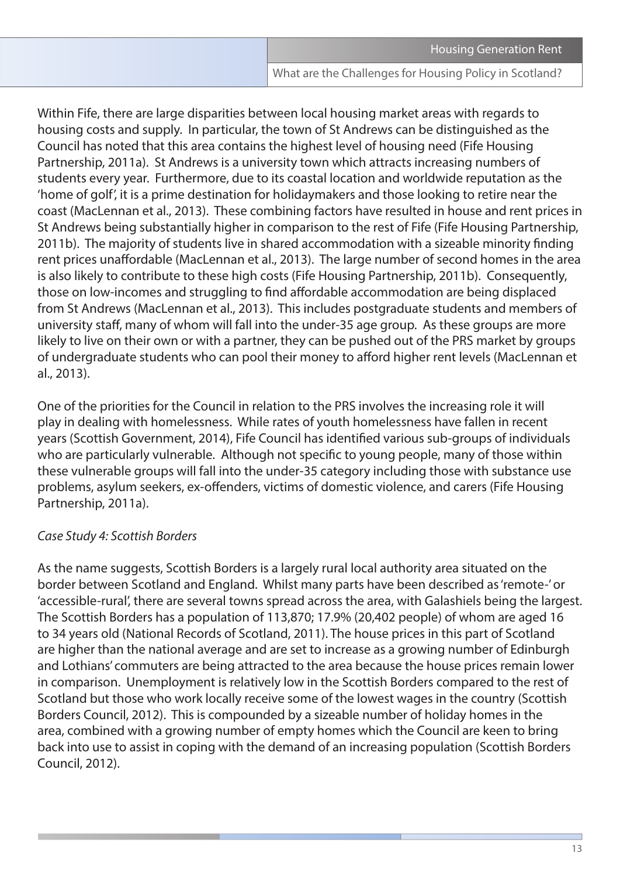Within Fife, there are large disparities between local housing market areas with regards to housing costs and supply. In particular, the town of St Andrews can be distinguished as the Council has noted that this area contains the highest level of housing need (Fife Housing Partnership, 2011a). St Andrews is a university town which attracts increasing numbers of students every year. Furthermore, due to its coastal location and worldwide reputation as the 'home of golf', it is a prime destination for holidaymakers and those looking to retire near the coast (MacLennan et al., 2013). These combining factors have resulted in house and rent prices in St Andrews being substantially higher in comparison to the rest of Fife (Fife Housing Partnership, 2011b). The majority of students live in shared accommodation with a sizeable minority finding rent prices unaffordable (MacLennan et al., 2013). The large number of second homes in the area is also likely to contribute to these high costs (Fife Housing Partnership, 2011b). Consequently, those on low-incomes and struggling to find affordable accommodation are being displaced from St Andrews (MacLennan et al., 2013). This includes postgraduate students and members of university staff, many of whom will fall into the under-35 age group. As these groups are more likely to live on their own or with a partner, they can be pushed out of the PRS market by groups of undergraduate students who can pool their money to afford higher rent levels (MacLennan et al., 2013).

One of the priorities for the Council in relation to the PRS involves the increasing role it will play in dealing with homelessness. While rates of youth homelessness have fallen in recent years (Scottish Government, 2014), Fife Council has identified various sub-groups of individuals who are particularly vulnerable. Although not specific to young people, many of those within these vulnerable groups will fall into the under-35 category including those with substance use problems, asylum seekers, ex-offenders, victims of domestic violence, and carers (Fife Housing Partnership, 2011a).

*Case Study 4: Scottish Borders*

As the name suggests, Scottish Borders is a largely rural local authority area situated on the border between Scotland and England. Whilst many parts have been described as 'remote-' or 'accessible-rural', there are several towns spread across the area, with Galashiels being the largest. The Scottish Borders has a population of 113,870; 17.9% (20,402 people) of whom are aged 16 to 34 years old (National Records of Scotland, 2011). The house prices in this part of Scotland are higher than the national average and are set to increase as a growing number of Edinburgh and Lothians' commuters are being attracted to the area because the house prices remain lower in comparison. Unemployment is relatively low in the Scottish Borders compared to the rest of Scotland but those who work locally receive some of the lowest wages in the country (Scottish Borders Council, 2012). This is compounded by a sizeable number of holiday homes in the area, combined with a growing number of empty homes which the Council are keen to bring back into use to assist in coping with the demand of an increasing population (Scottish Borders Council, 2012).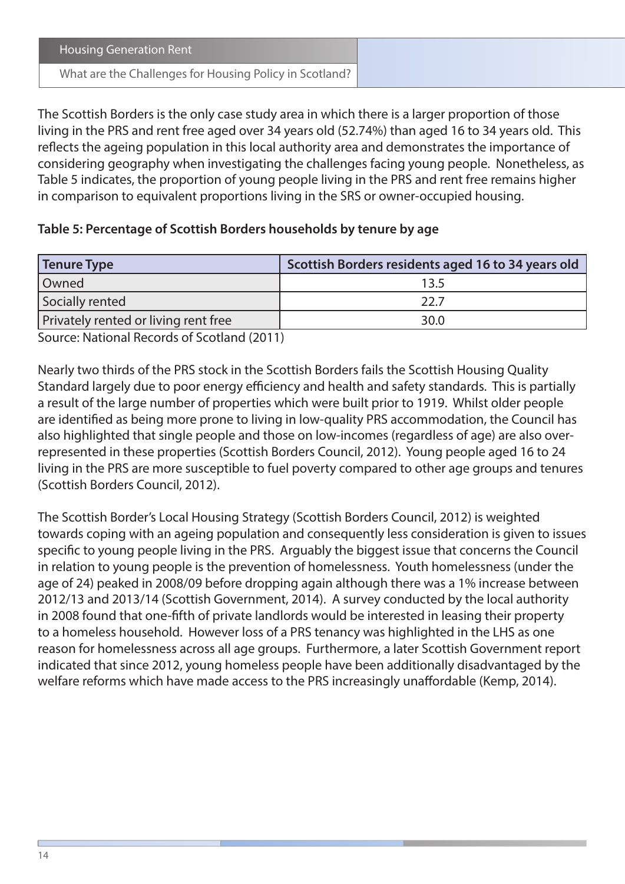The Scottish Borders is the only case study area in which there is a larger proportion of those living in the PRS and rent free aged over 34 years old (52.74%) than aged 16 to 34 years old. This reflects the ageing population in this local authority area and demonstrates the importance of considering geography when investigating the challenges facing young people. Nonetheless, as Table 5 indicates, the proportion of young people living in the PRS and rent free remains higher in comparison to equivalent proportions living in the SRS or owner-occupied housing.

**Table 5: Percentage of Scottish Borders households by tenure by age**

| Tenure Type | Scottish Borders residents aged 16 to 34 years old |
|---|---|
| Owned | 13.5 |
| Socially rented | 22.7 |
| Privately rented or living rent free | 30.0 |

Source: National Records of Scotland (2011)

Nearly two thirds of the PRS stock in the Scottish Borders fails the Scottish Housing Quality Standard largely due to poor energy efficiency and health and safety standards. This is partially a result of the large number of properties which were built prior to 1919. Whilst older people are identified as being more prone to living in low-quality PRS accommodation, the Council has also highlighted that single people and those on low-incomes (regardless of age) are also over-represented in these properties (Scottish Borders Council, 2012). Young people aged 16 to 24 living in the PRS are more susceptible to fuel poverty compared to other age groups and tenures (Scottish Borders Council, 2012).

The Scottish Border's Local Housing Strategy (Scottish Borders Council, 2012) is weighted towards coping with an ageing population and consequently less consideration is given to issues specific to young people living in the PRS. Arguably the biggest issue that concerns the Council in relation to young people is the prevention of homelessness. Youth homelessness (under the age of 24) peaked in 2008/09 before dropping again although there was a 1% increase between 2012/13 and 2013/14 (Scottish Government, 2014). A survey conducted by the local authority in 2008 found that one-fifth of private landlords would be interested in leasing their property to a homeless household. However loss of a PRS tenancy was highlighted in the LHS as one reason for homelessness across all age groups. Furthermore, a later Scottish Government report indicated that since 2012, young homeless people have been additionally disadvantaged by the welfare reforms which have made access to the PRS increasingly unaffordable (Kemp, 2014).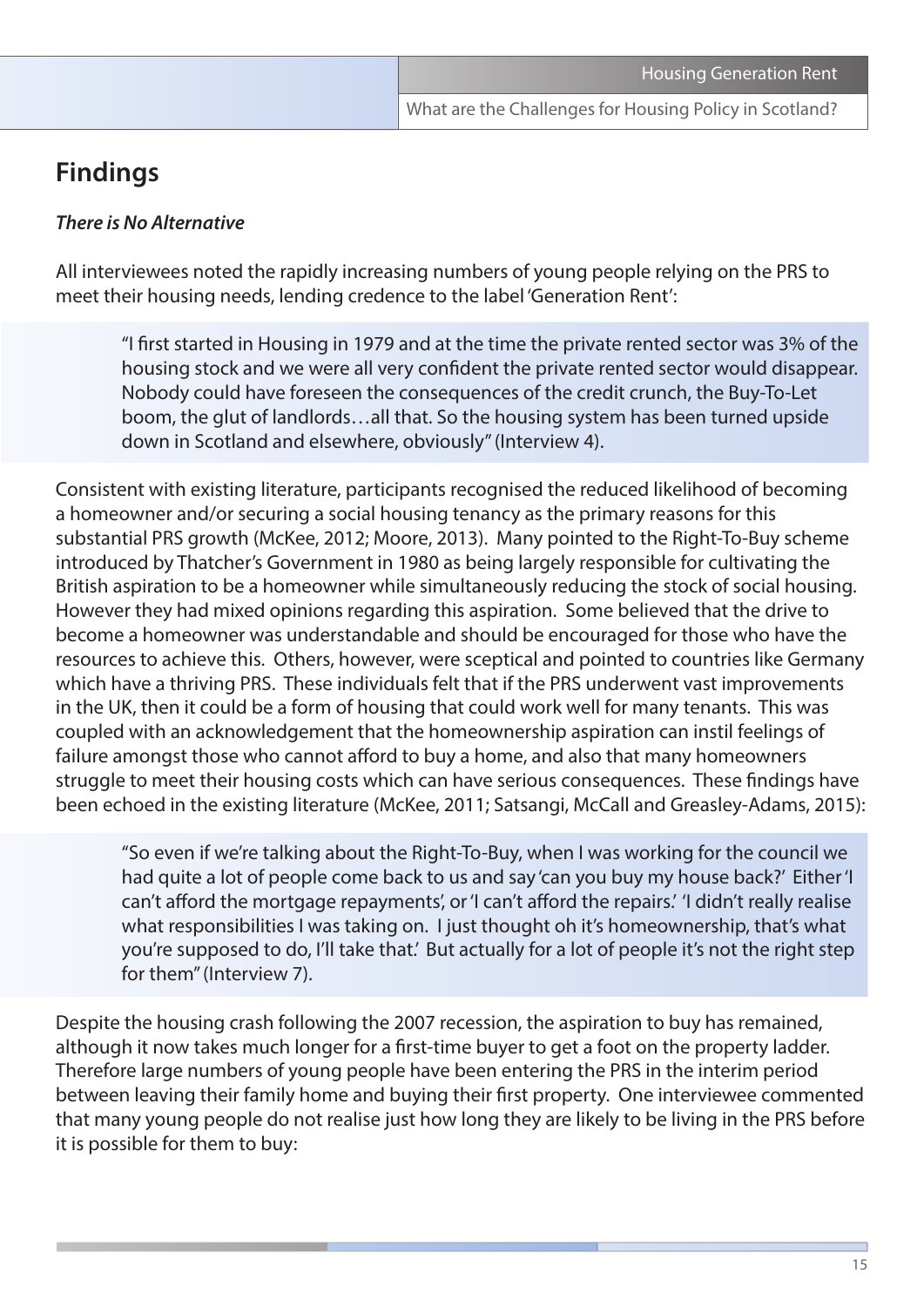## Findings

***There is No Alternative***

All interviewees noted the rapidly increasing numbers of young people relying on the PRS to meet their housing needs, lending credence to the label 'Generation Rent':

> "I first started in Housing in 1979 and at the time the private rented sector was 3% of the housing stock and we were all very confident the private rented sector would disappear. Nobody could have foreseen the consequences of the credit crunch, the Buy-To-Let boom, the glut of landlords…all that. So the housing system has been turned upside down in Scotland and elsewhere, obviously" (Interview 4).

Consistent with existing literature, participants recognised the reduced likelihood of becoming a homeowner and/or securing a social housing tenancy as the primary reasons for this substantial PRS growth (McKee, 2012; Moore, 2013). Many pointed to the Right-To-Buy scheme introduced by Thatcher's Government in 1980 as being largely responsible for cultivating the British aspiration to be a homeowner while simultaneously reducing the stock of social housing. However they had mixed opinions regarding this aspiration. Some believed that the drive to become a homeowner was understandable and should be encouraged for those who have the resources to achieve this. Others, however, were sceptical and pointed to countries like Germany which have a thriving PRS. These individuals felt that if the PRS underwent vast improvements in the UK, then it could be a form of housing that could work well for many tenants. This was coupled with an acknowledgement that the homeownership aspiration can instil feelings of failure amongst those who cannot afford to buy a home, and also that many homeowners struggle to meet their housing costs which can have serious consequences. These findings have been echoed in the existing literature (McKee, 2011; Satsangi, McCall and Greasley-Adams, 2015):

> "So even if we're talking about the Right-To-Buy, when I was working for the council we had quite a lot of people come back to us and say 'can you buy my house back?' Either 'I can't afford the mortgage repayments', or 'I can't afford the repairs.' 'I didn't really realise what responsibilities I was taking on. I just thought oh it's homeownership, that's what you're supposed to do, I'll take that.' But actually for a lot of people it's not the right step for them" (Interview 7).

Despite the housing crash following the 2007 recession, the aspiration to buy has remained, although it now takes much longer for a first-time buyer to get a foot on the property ladder. Therefore large numbers of young people have been entering the PRS in the interim period between leaving their family home and buying their first property. One interviewee commented that many young people do not realise just how long they are likely to be living in the PRS before it is possible for them to buy: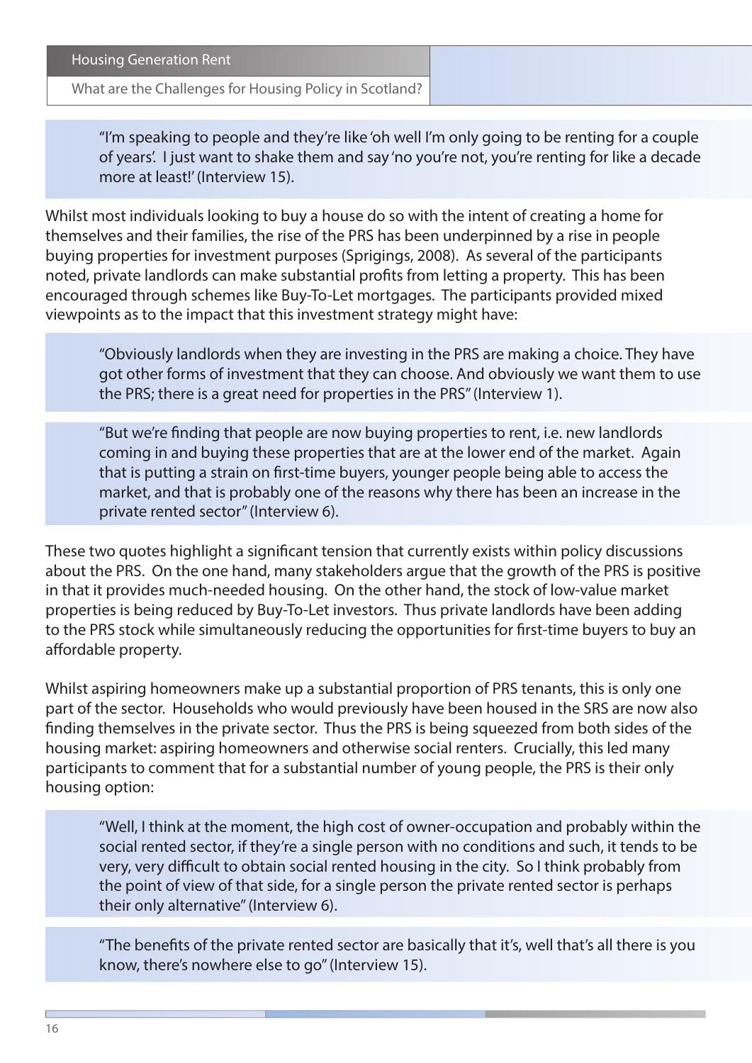> "I'm speaking to people and they're like 'oh well I'm only going to be renting for a couple of years'. I just want to shake them and say 'no you're not, you're renting for like a decade more at least!' (Interview 15).

Whilst most individuals looking to buy a house do so with the intent of creating a home for themselves and their families, the rise of the PRS has been underpinned by a rise in people buying properties for investment purposes (Sprigings, 2008). As several of the participants noted, private landlords can make substantial profits from letting a property. This has been encouraged through schemes like Buy-To-Let mortgages. The participants provided mixed viewpoints as to the impact that this investment strategy might have:

> "Obviously landlords when they are investing in the PRS are making a choice. They have got other forms of investment that they can choose. And obviously we want them to use the PRS; there is a great need for properties in the PRS" (Interview 1).

> "But we're finding that people are now buying properties to rent, i.e. new landlords coming in and buying these properties that are at the lower end of the market. Again that is putting a strain on first-time buyers, younger people being able to access the market, and that is probably one of the reasons why there has been an increase in the private rented sector" (Interview 6).

These two quotes highlight a significant tension that currently exists within policy discussions about the PRS. On the one hand, many stakeholders argue that the growth of the PRS is positive in that it provides much-needed housing. On the other hand, the stock of low-value market properties is being reduced by Buy-To-Let investors. Thus private landlords have been adding to the PRS stock while simultaneously reducing the opportunities for first-time buyers to buy an affordable property.

Whilst aspiring homeowners make up a substantial proportion of PRS tenants, this is only one part of the sector. Households who would previously have been housed in the SRS are now also finding themselves in the private sector. Thus the PRS is being squeezed from both sides of the housing market: aspiring homeowners and otherwise social renters. Crucially, this led many participants to comment that for a substantial number of young people, the PRS is their only housing option:

> "Well, I think at the moment, the high cost of owner-occupation and probably within the social rented sector, if they're a single person with no conditions and such, it tends to be very, very difficult to obtain social rented housing in the city. So I think probably from the point of view of that side, for a single person the private rented sector is perhaps their only alternative" (Interview 6).

> "The benefits of the private rented sector are basically that it's, well that's all there is you know, there's nowhere else to go" (Interview 15).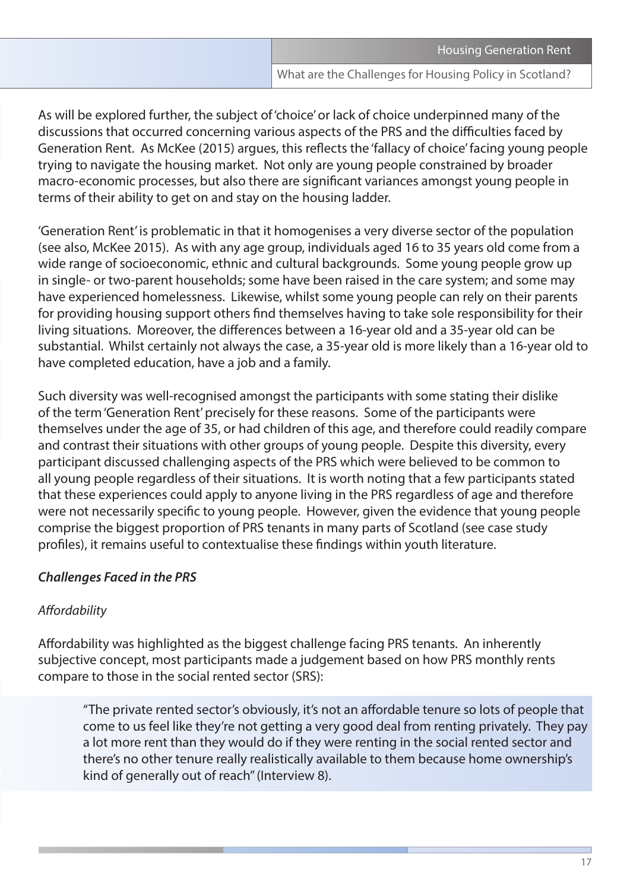As will be explored further, the subject of 'choice' or lack of choice underpinned many of the discussions that occurred concerning various aspects of the PRS and the difficulties faced by Generation Rent. As McKee (2015) argues, this reflects the 'fallacy of choice' facing young people trying to navigate the housing market. Not only are young people constrained by broader macro-economic processes, but also there are significant variances amongst young people in terms of their ability to get on and stay on the housing ladder.

'Generation Rent' is problematic in that it homogenises a very diverse sector of the population (see also, McKee 2015). As with any age group, individuals aged 16 to 35 years old come from a wide range of socioeconomic, ethnic and cultural backgrounds. Some young people grow up in single- or two-parent households; some have been raised in the care system; and some may have experienced homelessness. Likewise, whilst some young people can rely on their parents for providing housing support others find themselves having to take sole responsibility for their living situations. Moreover, the differences between a 16-year old and a 35-year old can be substantial. Whilst certainly not always the case, a 35-year old is more likely than a 16-year old to have completed education, have a job and a family.

Such diversity was well-recognised amongst the participants with some stating their dislike of the term 'Generation Rent' precisely for these reasons. Some of the participants were themselves under the age of 35, or had children of this age, and therefore could readily compare and contrast their situations with other groups of young people. Despite this diversity, every participant discussed challenging aspects of the PRS which were believed to be common to all young people regardless of their situations. It is worth noting that a few participants stated that these experiences could apply to anyone living in the PRS regardless of age and therefore were not necessarily specific to young people. However, given the evidence that young people comprise the biggest proportion of PRS tenants in many parts of Scotland (see case study profiles), it remains useful to contextualise these findings within youth literature.

### *Challenges Faced in the PRS*

#### *Affordability*

Affordability was highlighted as the biggest challenge facing PRS tenants. An inherently subjective concept, most participants made a judgement based on how PRS monthly rents compare to those in the social rented sector (SRS):

> "The private rented sector's obviously, it's not an affordable tenure so lots of people that come to us feel like they're not getting a very good deal from renting privately. They pay a lot more rent than they would do if they were renting in the social rented sector and there's no other tenure really realistically available to them because home ownership's kind of generally out of reach" (Interview 8).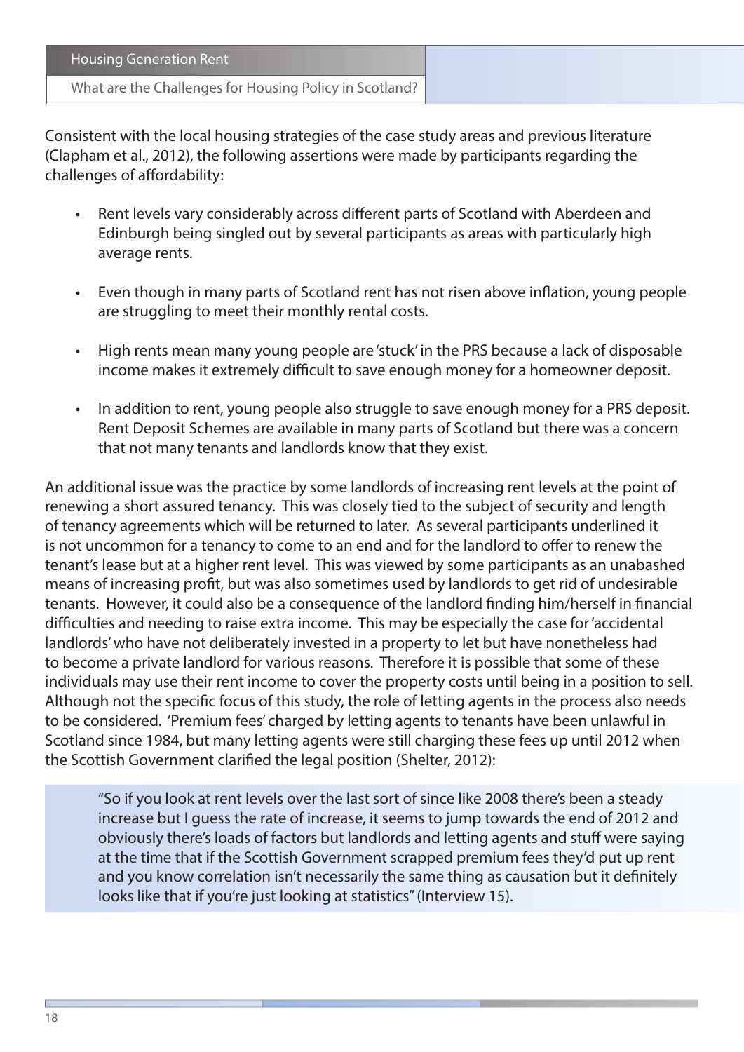Consistent with the local housing strategies of the case study areas and previous literature (Clapham et al., 2012), the following assertions were made by participants regarding the challenges of affordability:

- Rent levels vary considerably across different parts of Scotland with Aberdeen and Edinburgh being singled out by several participants as areas with particularly high average rents.
- Even though in many parts of Scotland rent has not risen above inflation, young people are struggling to meet their monthly rental costs.
- High rents mean many young people are 'stuck' in the PRS because a lack of disposable income makes it extremely difficult to save enough money for a homeowner deposit.
- In addition to rent, young people also struggle to save enough money for a PRS deposit. Rent Deposit Schemes are available in many parts of Scotland but there was a concern that not many tenants and landlords know that they exist.

An additional issue was the practice by some landlords of increasing rent levels at the point of renewing a short assured tenancy. This was closely tied to the subject of security and length of tenancy agreements which will be returned to later. As several participants underlined it is not uncommon for a tenancy to come to an end and for the landlord to offer to renew the tenant's lease but at a higher rent level. This was viewed by some participants as an unabashed means of increasing profit, but was also sometimes used by landlords to get rid of undesirable tenants. However, it could also be a consequence of the landlord finding him/herself in financial difficulties and needing to raise extra income. This may be especially the case for 'accidental landlords' who have not deliberately invested in a property to let but have nonetheless had to become a private landlord for various reasons. Therefore it is possible that some of these individuals may use their rent income to cover the property costs until being in a position to sell. Although not the specific focus of this study, the role of letting agents in the process also needs to be considered. 'Premium fees' charged by letting agents to tenants have been unlawful in Scotland since 1984, but many letting agents were still charging these fees up until 2012 when the Scottish Government clarified the legal position (Shelter, 2012):

> "So if you look at rent levels over the last sort of since like 2008 there's been a steady increase but I guess the rate of increase, it seems to jump towards the end of 2012 and obviously there's loads of factors but landlords and letting agents and stuff were saying at the time that if the Scottish Government scrapped premium fees they'd put up rent and you know correlation isn't necessarily the same thing as causation but it definitely looks like that if you're just looking at statistics" (Interview 15).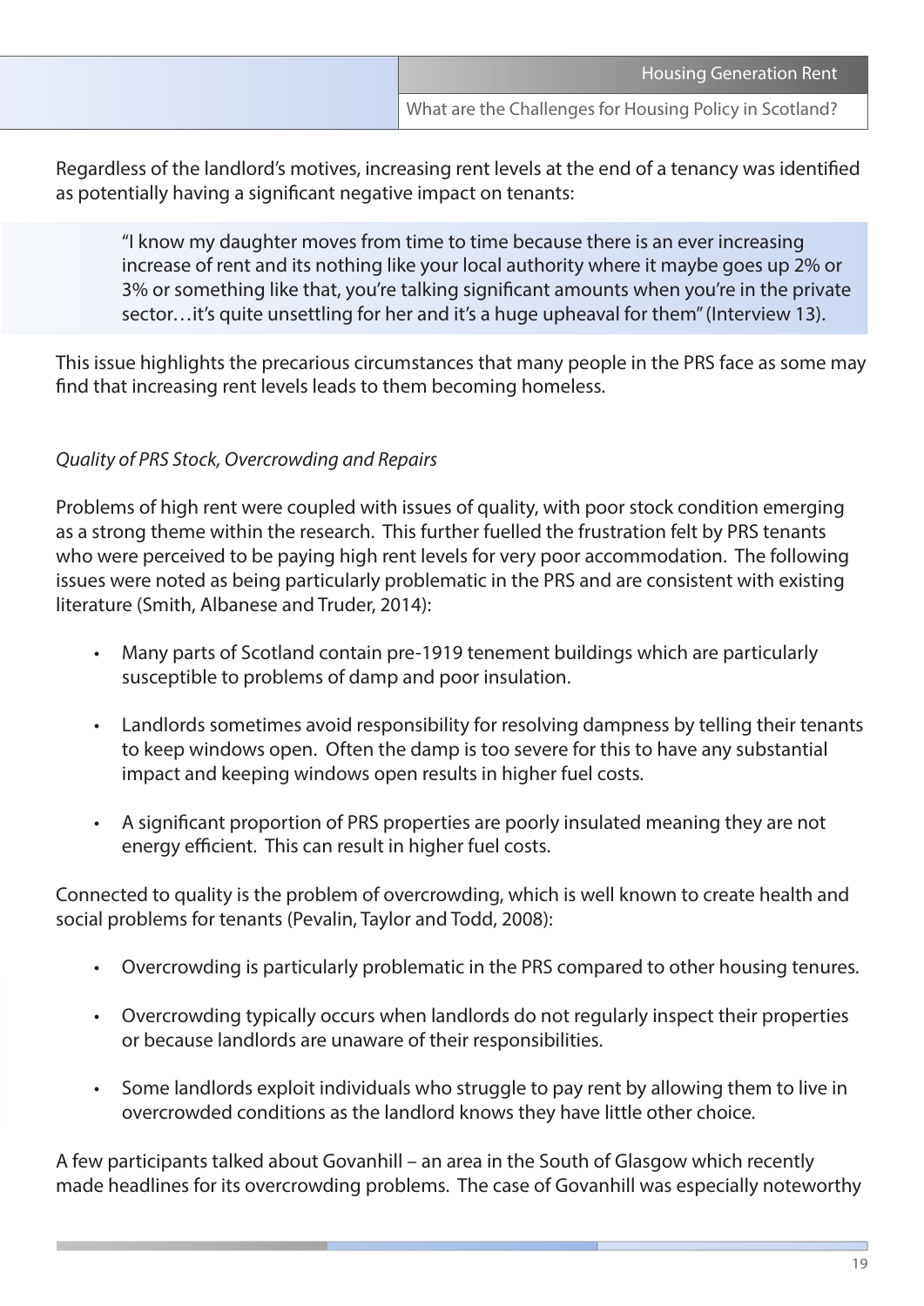Regardless of the landlord's motives, increasing rent levels at the end of a tenancy was identified as potentially having a significant negative impact on tenants:

> "I know my daughter moves from time to time because there is an ever increasing increase of rent and its nothing like your local authority where it maybe goes up 2% or 3% or something like that, you're talking significant amounts when you're in the private sector…it's quite unsettling for her and it's a huge upheaval for them" (Interview 13).

This issue highlights the precarious circumstances that many people in the PRS face as some may find that increasing rent levels leads to them becoming homeless.

*Quality of PRS Stock, Overcrowding and Repairs*

Problems of high rent were coupled with issues of quality, with poor stock condition emerging as a strong theme within the research. This further fuelled the frustration felt by PRS tenants who were perceived to be paying high rent levels for very poor accommodation. The following issues were noted as being particularly problematic in the PRS and are consistent with existing literature (Smith, Albanese and Truder, 2014):

- Many parts of Scotland contain pre-1919 tenement buildings which are particularly susceptible to problems of damp and poor insulation.
- Landlords sometimes avoid responsibility for resolving dampness by telling their tenants to keep windows open. Often the damp is too severe for this to have any substantial impact and keeping windows open results in higher fuel costs.
- A significant proportion of PRS properties are poorly insulated meaning they are not energy efficient. This can result in higher fuel costs.

Connected to quality is the problem of overcrowding, which is well known to create health and social problems for tenants (Pevalin, Taylor and Todd, 2008):

- Overcrowding is particularly problematic in the PRS compared to other housing tenures.
- Overcrowding typically occurs when landlords do not regularly inspect their properties or because landlords are unaware of their responsibilities.
- Some landlords exploit individuals who struggle to pay rent by allowing them to live in overcrowded conditions as the landlord knows they have little other choice.

A few participants talked about Govanhill – an area in the South of Glasgow which recently made headlines for its overcrowding problems. The case of Govanhill was especially noteworthy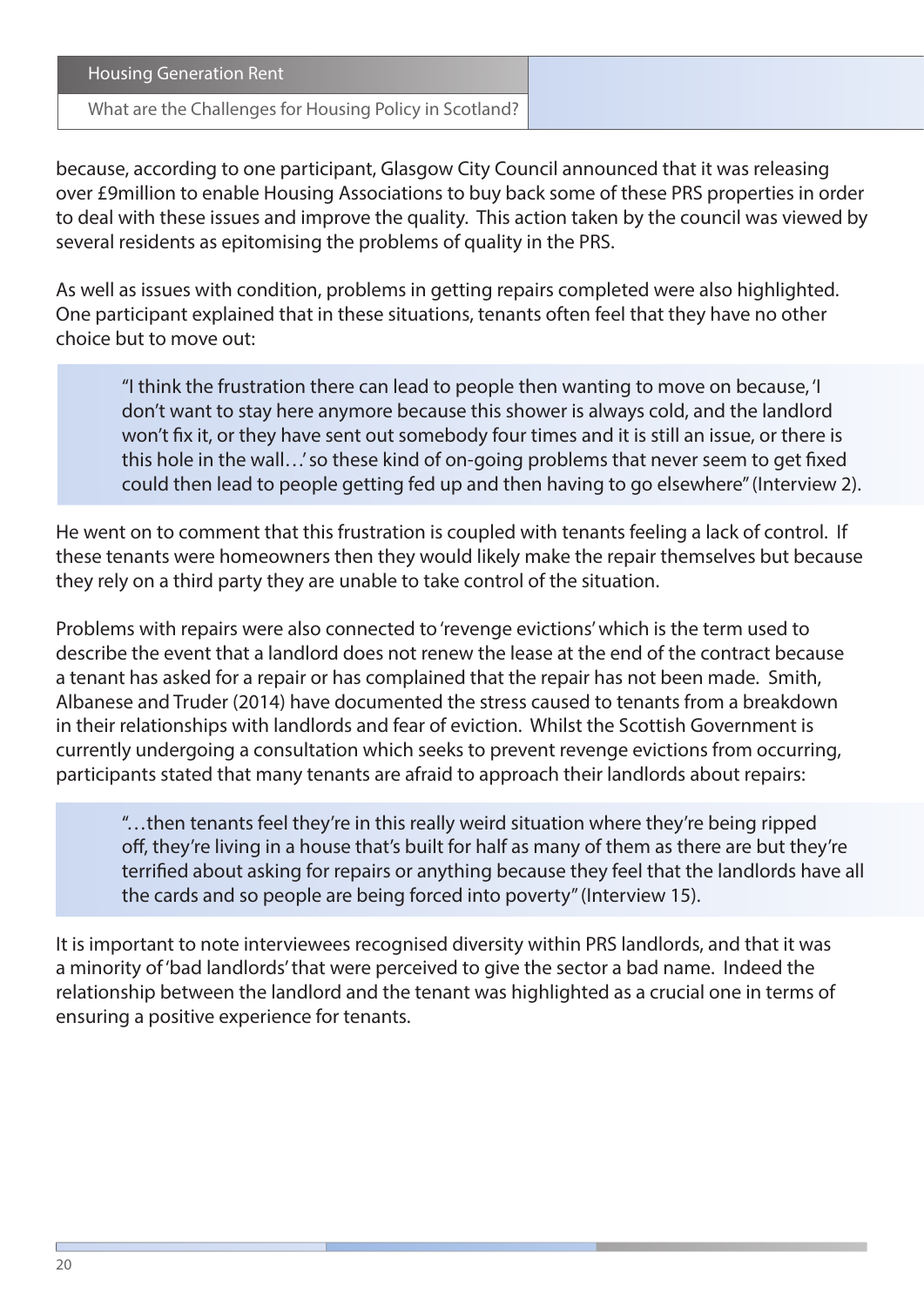because, according to one participant, Glasgow City Council announced that it was releasing over £9million to enable Housing Associations to buy back some of these PRS properties in order to deal with these issues and improve the quality. This action taken by the council was viewed by several residents as epitomising the problems of quality in the PRS.

As well as issues with condition, problems in getting repairs completed were also highlighted. One participant explained that in these situations, tenants often feel that they have no other choice but to move out:

> "I think the frustration there can lead to people then wanting to move on because, 'I don't want to stay here anymore because this shower is always cold, and the landlord won't fix it, or they have sent out somebody four times and it is still an issue, or there is this hole in the wall…' so these kind of on-going problems that never seem to get fixed could then lead to people getting fed up and then having to go elsewhere" (Interview 2).

He went on to comment that this frustration is coupled with tenants feeling a lack of control. If these tenants were homeowners then they would likely make the repair themselves but because they rely on a third party they are unable to take control of the situation.

Problems with repairs were also connected to 'revenge evictions' which is the term used to describe the event that a landlord does not renew the lease at the end of the contract because a tenant has asked for a repair or has complained that the repair has not been made. Smith, Albanese and Truder (2014) have documented the stress caused to tenants from a breakdown in their relationships with landlords and fear of eviction. Whilst the Scottish Government is currently undergoing a consultation which seeks to prevent revenge evictions from occurring, participants stated that many tenants are afraid to approach their landlords about repairs:

> "…then tenants feel they're in this really weird situation where they're being ripped off, they're living in a house that's built for half as many of them as there are but they're terrified about asking for repairs or anything because they feel that the landlords have all the cards and so people are being forced into poverty" (Interview 15).

It is important to note interviewees recognised diversity within PRS landlords, and that it was a minority of 'bad landlords' that were perceived to give the sector a bad name. Indeed the relationship between the landlord and the tenant was highlighted as a crucial one in terms of ensuring a positive experience for tenants.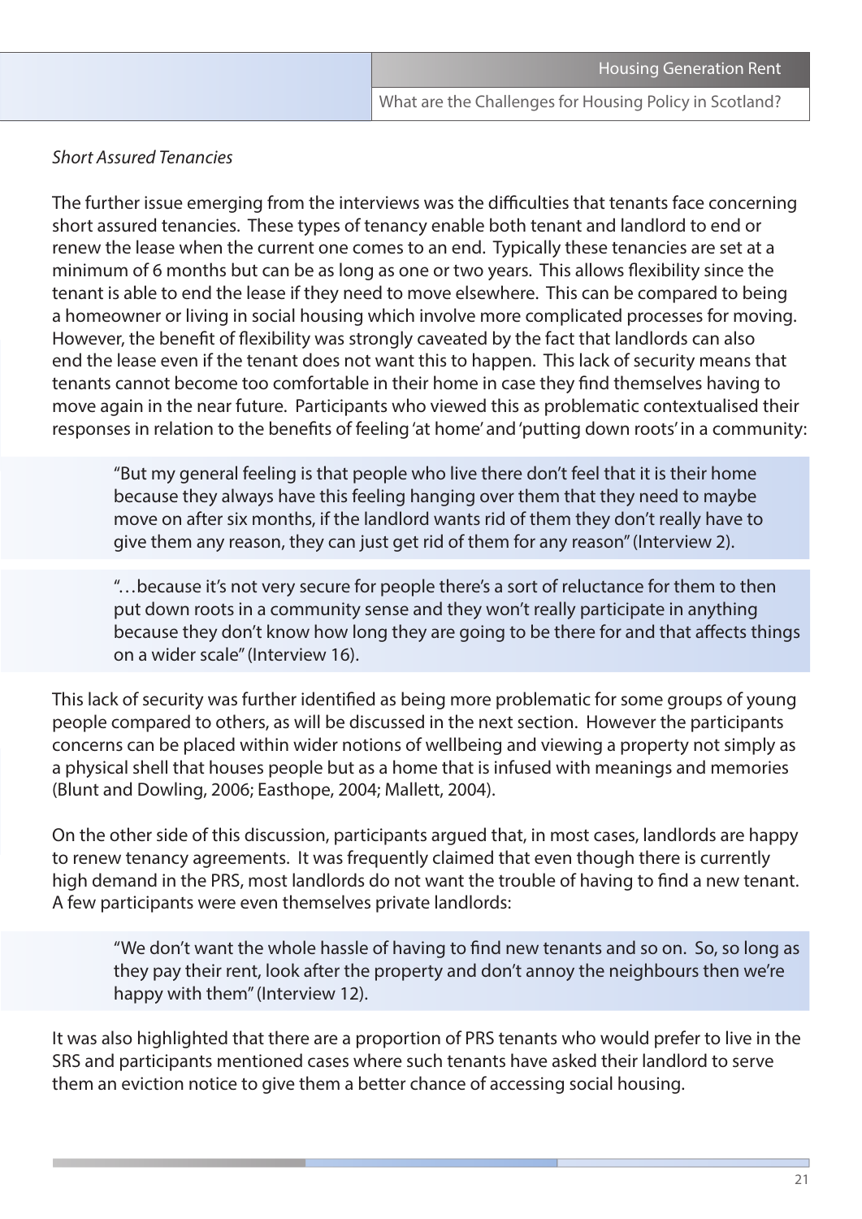*Short Assured Tenancies*

The further issue emerging from the interviews was the difficulties that tenants face concerning short assured tenancies. These types of tenancy enable both tenant and landlord to end or renew the lease when the current one comes to an end. Typically these tenancies are set at a minimum of 6 months but can be as long as one or two years. This allows flexibility since the tenant is able to end the lease if they need to move elsewhere. This can be compared to being a homeowner or living in social housing which involve more complicated processes for moving. However, the benefit of flexibility was strongly caveated by the fact that landlords can also end the lease even if the tenant does not want this to happen. This lack of security means that tenants cannot become too comfortable in their home in case they find themselves having to move again in the near future. Participants who viewed this as problematic contextualised their responses in relation to the benefits of feeling 'at home' and 'putting down roots' in a community:

> "But my general feeling is that people who live there don't feel that it is their home because they always have this feeling hanging over them that they need to maybe move on after six months, if the landlord wants rid of them they don't really have to give them any reason, they can just get rid of them for any reason" (Interview 2).

> "…because it's not very secure for people there's a sort of reluctance for them to then put down roots in a community sense and they won't really participate in anything because they don't know how long they are going to be there for and that affects things on a wider scale" (Interview 16).

This lack of security was further identified as being more problematic for some groups of young people compared to others, as will be discussed in the next section. However the participants concerns can be placed within wider notions of wellbeing and viewing a property not simply as a physical shell that houses people but as a home that is infused with meanings and memories (Blunt and Dowling, 2006; Easthope, 2004; Mallett, 2004).

On the other side of this discussion, participants argued that, in most cases, landlords are happy to renew tenancy agreements. It was frequently claimed that even though there is currently high demand in the PRS, most landlords do not want the trouble of having to find a new tenant. A few participants were even themselves private landlords:

> "We don't want the whole hassle of having to find new tenants and so on. So, so long as they pay their rent, look after the property and don't annoy the neighbours then we're happy with them" (Interview 12).

It was also highlighted that there are a proportion of PRS tenants who would prefer to live in the SRS and participants mentioned cases where such tenants have asked their landlord to serve them an eviction notice to give them a better chance of accessing social housing.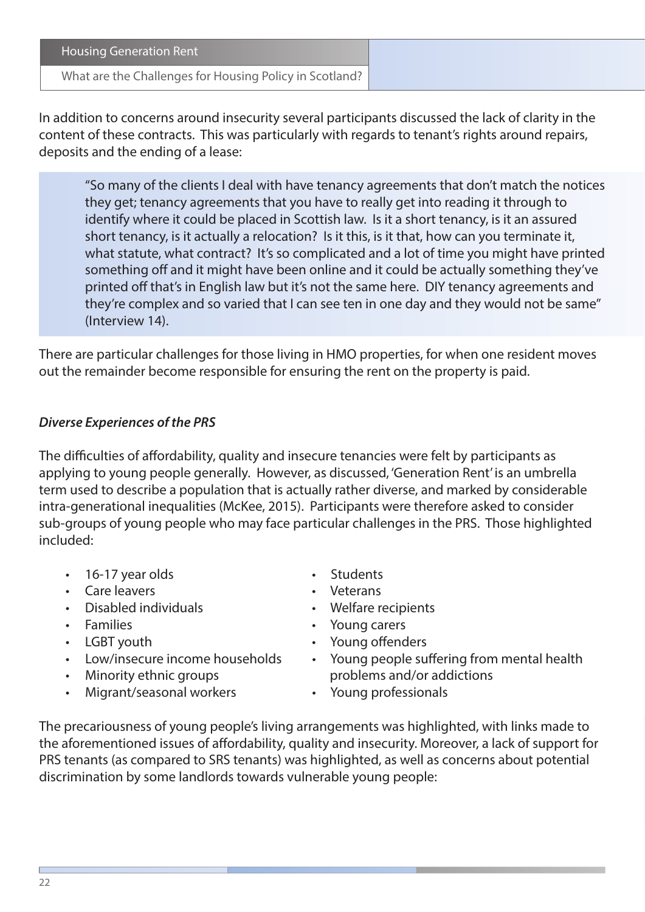In addition to concerns around insecurity several participants discussed the lack of clarity in the content of these contracts. This was particularly with regards to tenant's rights around repairs, deposits and the ending of a lease:

> "So many of the clients I deal with have tenancy agreements that don't match the notices they get; tenancy agreements that you have to really get into reading it through to identify where it could be placed in Scottish law. Is it a short tenancy, is it an assured short tenancy, is it actually a relocation? Is it this, is it that, how can you terminate it, what statute, what contract? It's so complicated and a lot of time you might have printed something off and it might have been online and it could be actually something they've printed off that's in English law but it's not the same here. DIY tenancy agreements and they're complex and so varied that I can see ten in one day and they would not be same" (Interview 14).

There are particular challenges for those living in HMO properties, for when one resident moves out the remainder become responsible for ensuring the rent on the property is paid.

### *Diverse Experiences of the PRS*

The difficulties of affordability, quality and insecure tenancies were felt by participants as applying to young people generally. However, as discussed, 'Generation Rent' is an umbrella term used to describe a population that is actually rather diverse, and marked by considerable intra-generational inequalities (McKee, 2015). Participants were therefore asked to consider sub-groups of young people who may face particular challenges in the PRS. Those highlighted included:

- 16-17 year olds
- Care leavers
- Disabled individuals
- Families
- LGBT youth
- Low/insecure income households
- Minority ethnic groups
- Migrant/seasonal workers
- Students
- Veterans
- Welfare recipients
- Young carers
- Young offenders
- Young people suffering from mental health problems and/or addictions
- Young professionals

The precariousness of young people's living arrangements was highlighted, with links made to the aforementioned issues of affordability, quality and insecurity. Moreover, a lack of support for PRS tenants (as compared to SRS tenants) was highlighted, as well as concerns about potential discrimination by some landlords towards vulnerable young people: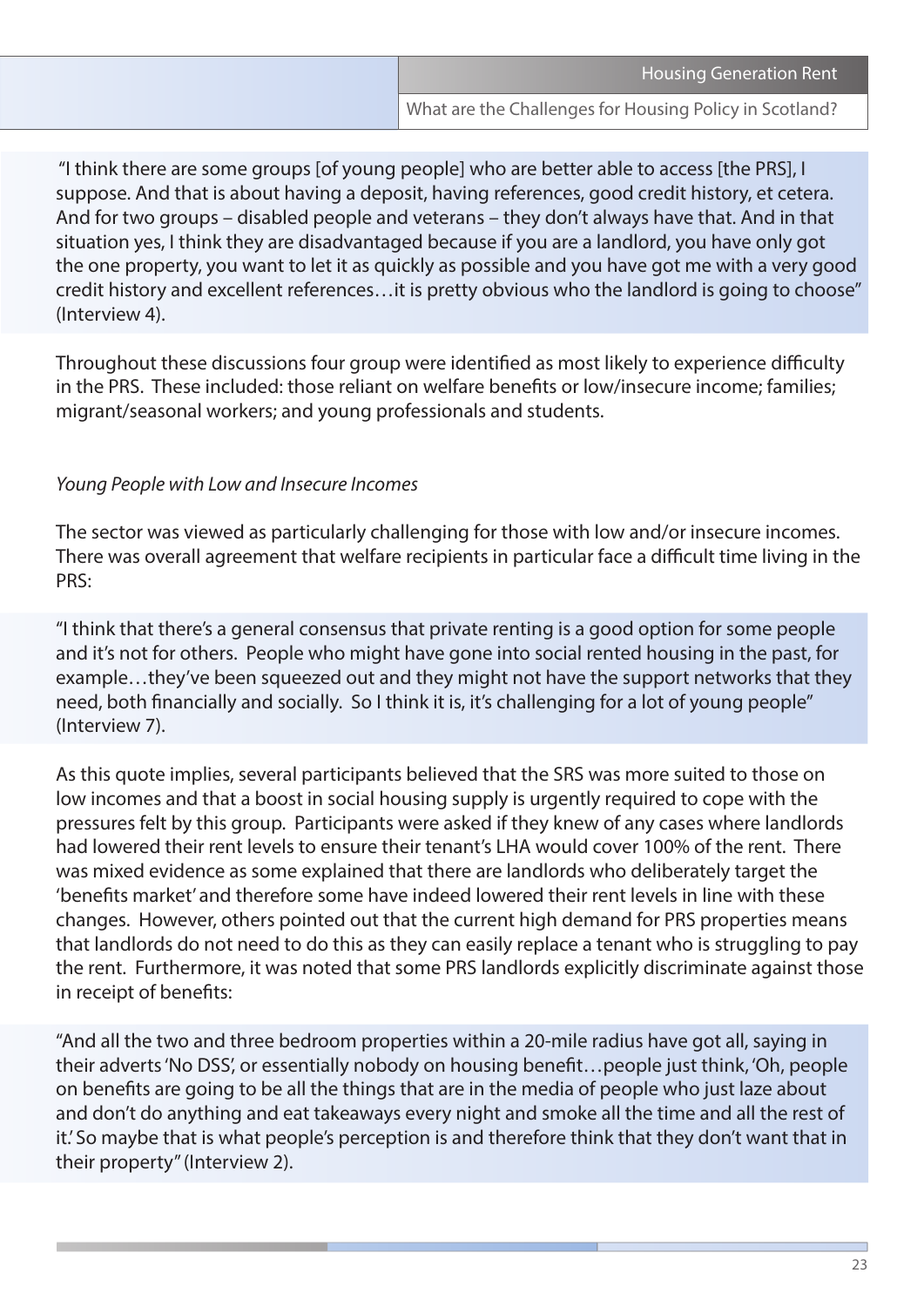"I think there are some groups [of young people] who are better able to access [the PRS], I suppose. And that is about having a deposit, having references, good credit history, et cetera. And for two groups – disabled people and veterans – they don't always have that. And in that situation yes, I think they are disadvantaged because if you are a landlord, you have only got the one property, you want to let it as quickly as possible and you have got me with a very good credit history and excellent references…it is pretty obvious who the landlord is going to choose" (Interview 4).

Throughout these discussions four group were identified as most likely to experience difficulty in the PRS. These included: those reliant on welfare benefits or low/insecure income; families; migrant/seasonal workers; and young professionals and students.

*Young People with Low and Insecure Incomes*

The sector was viewed as particularly challenging for those with low and/or insecure incomes. There was overall agreement that welfare recipients in particular face a difficult time living in the PRS:

"I think that there's a general consensus that private renting is a good option for some people and it's not for others. People who might have gone into social rented housing in the past, for example…they've been squeezed out and they might not have the support networks that they need, both financially and socially. So I think it is, it's challenging for a lot of young people" (Interview 7).

As this quote implies, several participants believed that the SRS was more suited to those on low incomes and that a boost in social housing supply is urgently required to cope with the pressures felt by this group. Participants were asked if they knew of any cases where landlords had lowered their rent levels to ensure their tenant's LHA would cover 100% of the rent. There was mixed evidence as some explained that there are landlords who deliberately target the 'benefits market' and therefore some have indeed lowered their rent levels in line with these changes. However, others pointed out that the current high demand for PRS properties means that landlords do not need to do this as they can easily replace a tenant who is struggling to pay the rent. Furthermore, it was noted that some PRS landlords explicitly discriminate against those in receipt of benefits:

"And all the two and three bedroom properties within a 20-mile radius have got all, saying in their adverts 'No DSS', or essentially nobody on housing benefit…people just think, 'Oh, people on benefits are going to be all the things that are in the media of people who just laze about and don't do anything and eat takeaways every night and smoke all the time and all the rest of it.' So maybe that is what people's perception is and therefore think that they don't want that in their property" (Interview 2).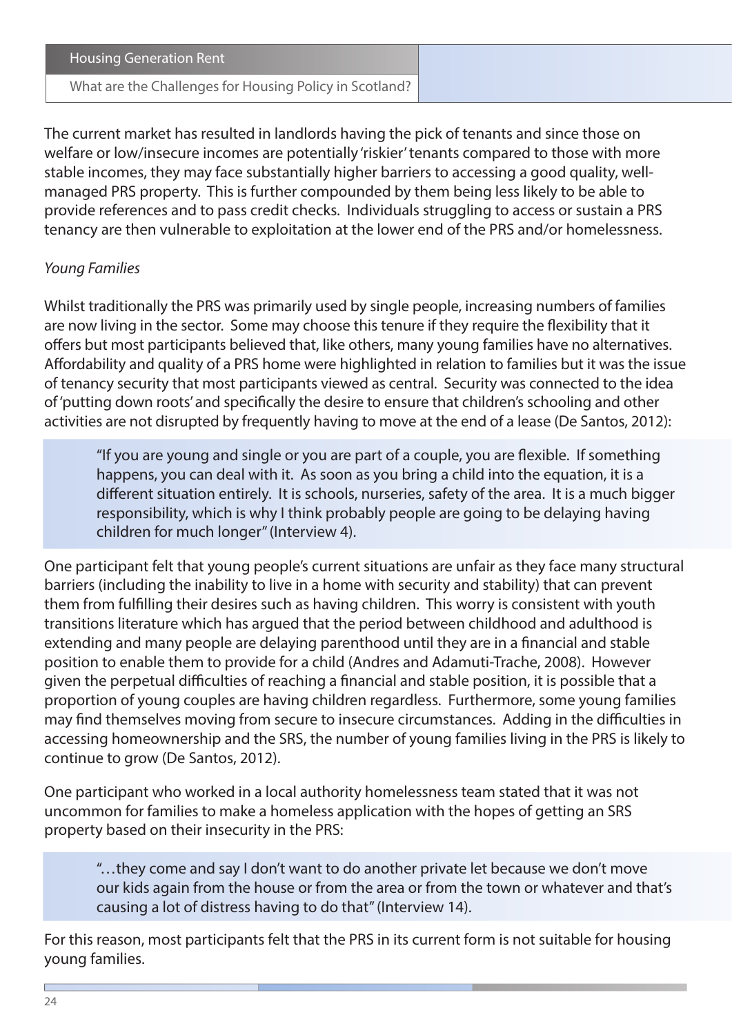The current market has resulted in landlords having the pick of tenants and since those on welfare or low/insecure incomes are potentially 'riskier' tenants compared to those with more stable incomes, they may face substantially higher barriers to accessing a good quality, well-managed PRS property. This is further compounded by them being less likely to be able to provide references and to pass credit checks. Individuals struggling to access or sustain a PRS tenancy are then vulnerable to exploitation at the lower end of the PRS and/or homelessness.

*Young Families*

Whilst traditionally the PRS was primarily used by single people, increasing numbers of families are now living in the sector. Some may choose this tenure if they require the flexibility that it offers but most participants believed that, like others, many young families have no alternatives. Affordability and quality of a PRS home were highlighted in relation to families but it was the issue of tenancy security that most participants viewed as central. Security was connected to the idea of 'putting down roots' and specifically the desire to ensure that children's schooling and other activities are not disrupted by frequently having to move at the end of a lease (De Santos, 2012):

> "If you are young and single or you are part of a couple, you are flexible. If something happens, you can deal with it. As soon as you bring a child into the equation, it is a different situation entirely. It is schools, nurseries, safety of the area. It is a much bigger responsibility, which is why I think probably people are going to be delaying having children for much longer" (Interview 4).

One participant felt that young people's current situations are unfair as they face many structural barriers (including the inability to live in a home with security and stability) that can prevent them from fulfilling their desires such as having children. This worry is consistent with youth transitions literature which has argued that the period between childhood and adulthood is extending and many people are delaying parenthood until they are in a financial and stable position to enable them to provide for a child (Andres and Adamuti-Trache, 2008). However given the perpetual difficulties of reaching a financial and stable position, it is possible that a proportion of young couples are having children regardless. Furthermore, some young families may find themselves moving from secure to insecure circumstances. Adding in the difficulties in accessing homeownership and the SRS, the number of young families living in the PRS is likely to continue to grow (De Santos, 2012).

One participant who worked in a local authority homelessness team stated that it was not uncommon for families to make a homeless application with the hopes of getting an SRS property based on their insecurity in the PRS:

> "…they come and say I don't want to do another private let because we don't move our kids again from the house or from the area or from the town or whatever and that's causing a lot of distress having to do that" (Interview 14).

For this reason, most participants felt that the PRS in its current form is not suitable for housing young families.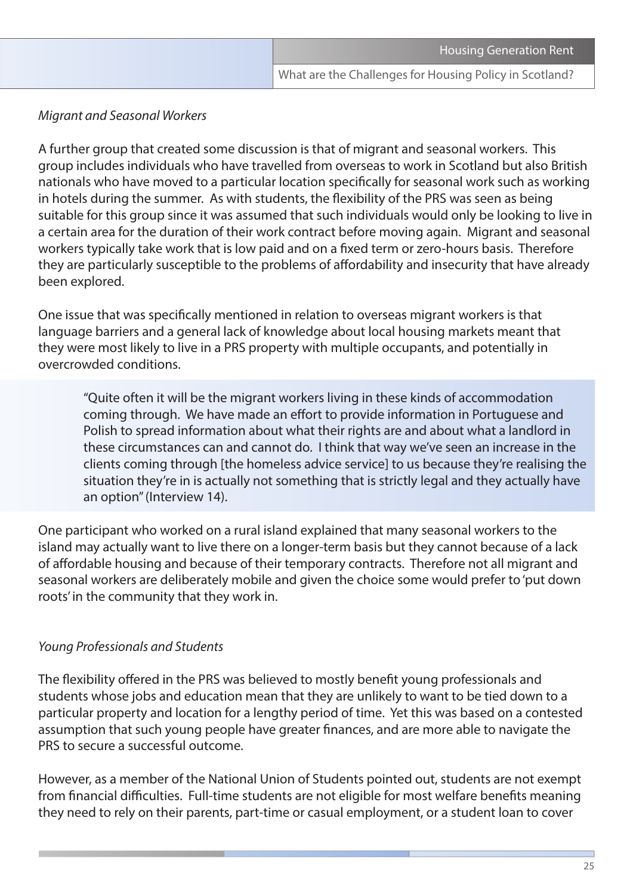*Migrant and Seasonal Workers*

A further group that created some discussion is that of migrant and seasonal workers. This group includes individuals who have travelled from overseas to work in Scotland but also British nationals who have moved to a particular location specifically for seasonal work such as working in hotels during the summer. As with students, the flexibility of the PRS was seen as being suitable for this group since it was assumed that such individuals would only be looking to live in a certain area for the duration of their work contract before moving again. Migrant and seasonal workers typically take work that is low paid and on a fixed term or zero-hours basis. Therefore they are particularly susceptible to the problems of affordability and insecurity that have already been explored.

One issue that was specifically mentioned in relation to overseas migrant workers is that language barriers and a general lack of knowledge about local housing markets meant that they were most likely to live in a PRS property with multiple occupants, and potentially in overcrowded conditions.

> "Quite often it will be the migrant workers living in these kinds of accommodation coming through. We have made an effort to provide information in Portuguese and Polish to spread information about what their rights are and about what a landlord in these circumstances can and cannot do. I think that way we've seen an increase in the clients coming through [the homeless advice service] to us because they're realising the situation they're in is actually not something that is strictly legal and they actually have an option" (Interview 14).

One participant who worked on a rural island explained that many seasonal workers to the island may actually want to live there on a longer-term basis but they cannot because of a lack of affordable housing and because of their temporary contracts. Therefore not all migrant and seasonal workers are deliberately mobile and given the choice some would prefer to 'put down roots' in the community that they work in.

*Young Professionals and Students*

The flexibility offered in the PRS was believed to mostly benefit young professionals and students whose jobs and education mean that they are unlikely to want to be tied down to a particular property and location for a lengthy period of time. Yet this was based on a contested assumption that such young people have greater finances, and are more able to navigate the PRS to secure a successful outcome.

However, as a member of the National Union of Students pointed out, students are not exempt from financial difficulties. Full-time students are not eligible for most welfare benefits meaning they need to rely on their parents, part-time or casual employment, or a student loan to cover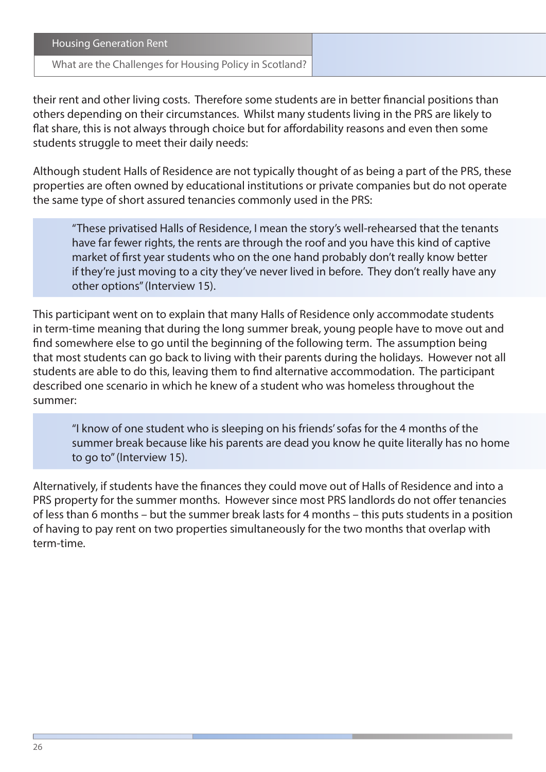their rent and other living costs. Therefore some students are in better financial positions than others depending on their circumstances. Whilst many students living in the PRS are likely to flat share, this is not always through choice but for affordability reasons and even then some students struggle to meet their daily needs:

Although student Halls of Residence are not typically thought of as being a part of the PRS, these properties are often owned by educational institutions or private companies but do not operate the same type of short assured tenancies commonly used in the PRS:

> "These privatised Halls of Residence, I mean the story's well-rehearsed that the tenants have far fewer rights, the rents are through the roof and you have this kind of captive market of first year students who on the one hand probably don't really know better if they're just moving to a city they've never lived in before. They don't really have any other options" (Interview 15).

This participant went on to explain that many Halls of Residence only accommodate students in term-time meaning that during the long summer break, young people have to move out and find somewhere else to go until the beginning of the following term. The assumption being that most students can go back to living with their parents during the holidays. However not all students are able to do this, leaving them to find alternative accommodation. The participant described one scenario in which he knew of a student who was homeless throughout the summer:

> "I know of one student who is sleeping on his friends' sofas for the 4 months of the summer break because like his parents are dead you know he quite literally has no home to go to" (Interview 15).

Alternatively, if students have the finances they could move out of Halls of Residence and into a PRS property for the summer months. However since most PRS landlords do not offer tenancies of less than 6 months – but the summer break lasts for 4 months – this puts students in a position of having to pay rent on two properties simultaneously for the two months that overlap with term-time.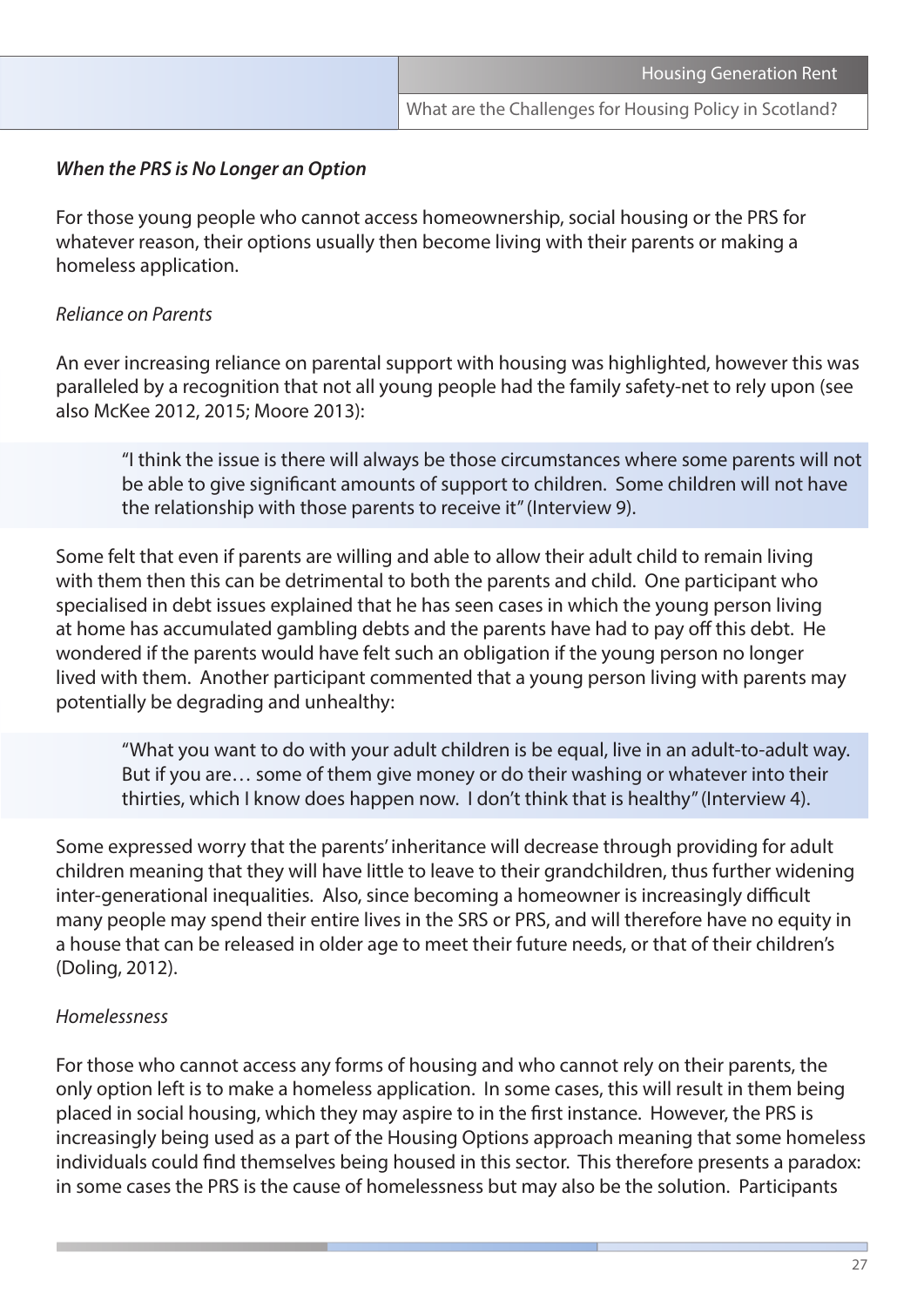### *When the PRS is No Longer an Option*

For those young people who cannot access homeownership, social housing or the PRS for whatever reason, their options usually then become living with their parents or making a homeless application.

*Reliance on Parents*

An ever increasing reliance on parental support with housing was highlighted, however this was paralleled by a recognition that not all young people had the family safety-net to rely upon (see also McKee 2012, 2015; Moore 2013):

> "I think the issue is there will always be those circumstances where some parents will not be able to give significant amounts of support to children. Some children will not have the relationship with those parents to receive it" (Interview 9).

Some felt that even if parents are willing and able to allow their adult child to remain living with them then this can be detrimental to both the parents and child. One participant who specialised in debt issues explained that he has seen cases in which the young person living at home has accumulated gambling debts and the parents have had to pay off this debt. He wondered if the parents would have felt such an obligation if the young person no longer lived with them. Another participant commented that a young person living with parents may potentially be degrading and unhealthy:

> "What you want to do with your adult children is be equal, live in an adult-to-adult way. But if you are… some of them give money or do their washing or whatever into their thirties, which I know does happen now. I don't think that is healthy" (Interview 4).

Some expressed worry that the parents' inheritance will decrease through providing for adult children meaning that they will have little to leave to their grandchildren, thus further widening inter-generational inequalities. Also, since becoming a homeowner is increasingly difficult many people may spend their entire lives in the SRS or PRS, and will therefore have no equity in a house that can be released in older age to meet their future needs, or that of their children's (Doling, 2012).

*Homelessness*

For those who cannot access any forms of housing and who cannot rely on their parents, the only option left is to make a homeless application. In some cases, this will result in them being placed in social housing, which they may aspire to in the first instance. However, the PRS is increasingly being used as a part of the Housing Options approach meaning that some homeless individuals could find themselves being housed in this sector. This therefore presents a paradox: in some cases the PRS is the cause of homelessness but may also be the solution. Participants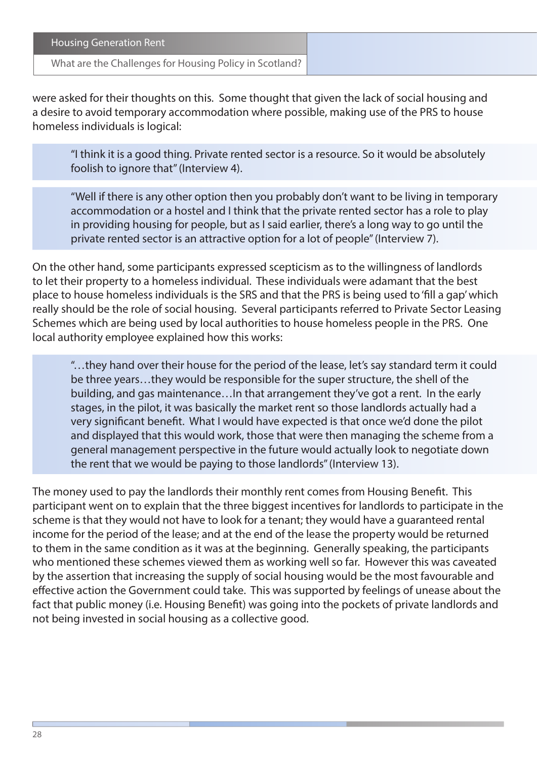were asked for their thoughts on this. Some thought that given the lack of social housing and a desire to avoid temporary accommodation where possible, making use of the PRS to house homeless individuals is logical:

> "I think it is a good thing. Private rented sector is a resource. So it would be absolutely foolish to ignore that" (Interview 4).

> "Well if there is any other option then you probably don't want to be living in temporary accommodation or a hostel and I think that the private rented sector has a role to play in providing housing for people, but as I said earlier, there's a long way to go until the private rented sector is an attractive option for a lot of people" (Interview 7).

On the other hand, some participants expressed scepticism as to the willingness of landlords to let their property to a homeless individual. These individuals were adamant that the best place to house homeless individuals is the SRS and that the PRS is being used to 'fill a gap' which really should be the role of social housing. Several participants referred to Private Sector Leasing Schemes which are being used by local authorities to house homeless people in the PRS. One local authority employee explained how this works:

> "…they hand over their house for the period of the lease, let's say standard term it could be three years…they would be responsible for the super structure, the shell of the building, and gas maintenance…In that arrangement they've got a rent. In the early stages, in the pilot, it was basically the market rent so those landlords actually had a very significant benefit. What I would have expected is that once we'd done the pilot and displayed that this would work, those that were then managing the scheme from a general management perspective in the future would actually look to negotiate down the rent that we would be paying to those landlords" (Interview 13).

The money used to pay the landlords their monthly rent comes from Housing Benefit. This participant went on to explain that the three biggest incentives for landlords to participate in the scheme is that they would not have to look for a tenant; they would have a guaranteed rental income for the period of the lease; and at the end of the lease the property would be returned to them in the same condition as it was at the beginning. Generally speaking, the participants who mentioned these schemes viewed them as working well so far. However this was caveated by the assertion that increasing the supply of social housing would be the most favourable and effective action the Government could take. This was supported by feelings of unease about the fact that public money (i.e. Housing Benefit) was going into the pockets of private landlords and not being invested in social housing as a collective good.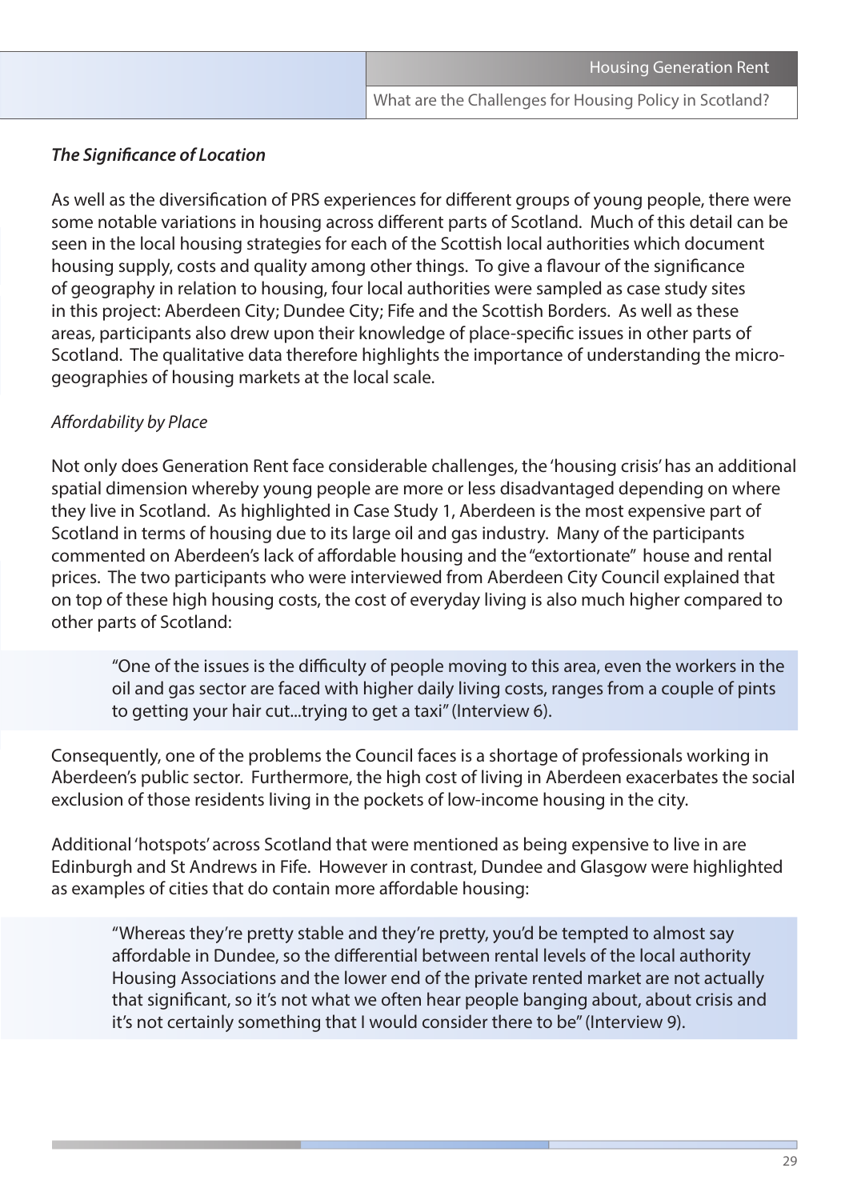### *The Significance of Location*

As well as the diversification of PRS experiences for different groups of young people, there were some notable variations in housing across different parts of Scotland. Much of this detail can be seen in the local housing strategies for each of the Scottish local authorities which document housing supply, costs and quality among other things. To give a flavour of the significance of geography in relation to housing, four local authorities were sampled as case study sites in this project: Aberdeen City; Dundee City; Fife and the Scottish Borders. As well as these areas, participants also drew upon their knowledge of place-specific issues in other parts of Scotland. The qualitative data therefore highlights the importance of understanding the micro-geographies of housing markets at the local scale.

*Affordability by Place*

Not only does Generation Rent face considerable challenges, the 'housing crisis' has an additional spatial dimension whereby young people are more or less disadvantaged depending on where they live in Scotland. As highlighted in Case Study 1, Aberdeen is the most expensive part of Scotland in terms of housing due to its large oil and gas industry. Many of the participants commented on Aberdeen's lack of affordable housing and the "extortionate" house and rental prices. The two participants who were interviewed from Aberdeen City Council explained that on top of these high housing costs, the cost of everyday living is also much higher compared to other parts of Scotland:

> "One of the issues is the difficulty of people moving to this area, even the workers in the oil and gas sector are faced with higher daily living costs, ranges from a couple of pints to getting your hair cut...trying to get a taxi" (Interview 6).

Consequently, one of the problems the Council faces is a shortage of professionals working in Aberdeen's public sector. Furthermore, the high cost of living in Aberdeen exacerbates the social exclusion of those residents living in the pockets of low-income housing in the city.

Additional 'hotspots' across Scotland that were mentioned as being expensive to live in are Edinburgh and St Andrews in Fife. However in contrast, Dundee and Glasgow were highlighted as examples of cities that do contain more affordable housing:

> "Whereas they're pretty stable and they're pretty, you'd be tempted to almost say affordable in Dundee, so the differential between rental levels of the local authority Housing Associations and the lower end of the private rented market are not actually that significant, so it's not what we often hear people banging about, about crisis and it's not certainly something that I would consider there to be" (Interview 9).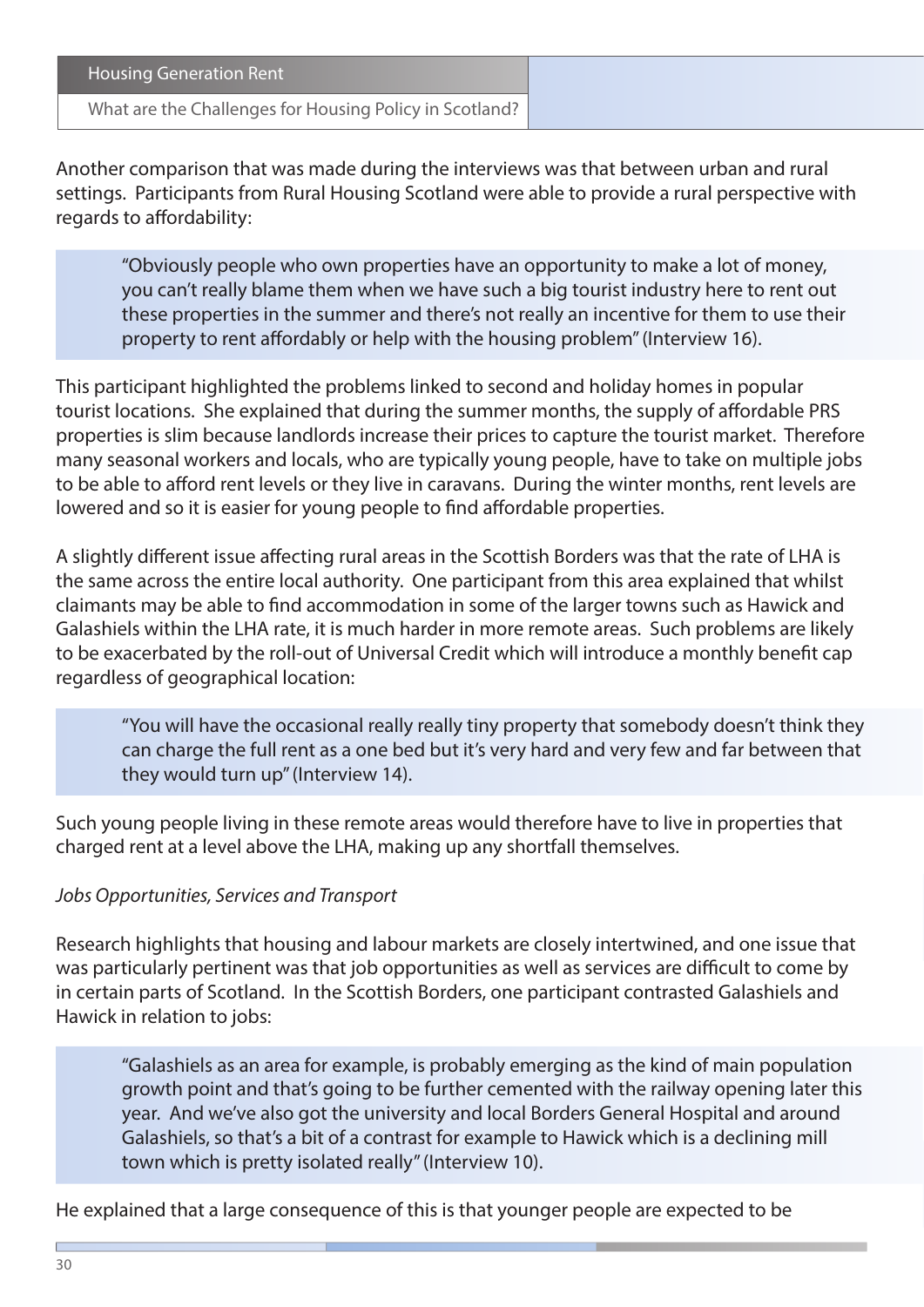Another comparison that was made during the interviews was that between urban and rural settings. Participants from Rural Housing Scotland were able to provide a rural perspective with regards to affordability:

> "Obviously people who own properties have an opportunity to make a lot of money, you can't really blame them when we have such a big tourist industry here to rent out these properties in the summer and there's not really an incentive for them to use their property to rent affordably or help with the housing problem" (Interview 16).

This participant highlighted the problems linked to second and holiday homes in popular tourist locations. She explained that during the summer months, the supply of affordable PRS properties is slim because landlords increase their prices to capture the tourist market. Therefore many seasonal workers and locals, who are typically young people, have to take on multiple jobs to be able to afford rent levels or they live in caravans. During the winter months, rent levels are lowered and so it is easier for young people to find affordable properties.

A slightly different issue affecting rural areas in the Scottish Borders was that the rate of LHA is the same across the entire local authority. One participant from this area explained that whilst claimants may be able to find accommodation in some of the larger towns such as Hawick and Galashiels within the LHA rate, it is much harder in more remote areas. Such problems are likely to be exacerbated by the roll-out of Universal Credit which will introduce a monthly benefit cap regardless of geographical location:

> "You will have the occasional really really tiny property that somebody doesn't think they can charge the full rent as a one bed but it's very hard and very few and far between that they would turn up" (Interview 14).

Such young people living in these remote areas would therefore have to live in properties that charged rent at a level above the LHA, making up any shortfall themselves.

*Jobs Opportunities, Services and Transport*

Research highlights that housing and labour markets are closely intertwined, and one issue that was particularly pertinent was that job opportunities as well as services are difficult to come by in certain parts of Scotland. In the Scottish Borders, one participant contrasted Galashiels and Hawick in relation to jobs:

> "Galashiels as an area for example, is probably emerging as the kind of main population growth point and that's going to be further cemented with the railway opening later this year. And we've also got the university and local Borders General Hospital and around Galashiels, so that's a bit of a contrast for example to Hawick which is a declining mill town which is pretty isolated really" (Interview 10).

He explained that a large consequence of this is that younger people are expected to be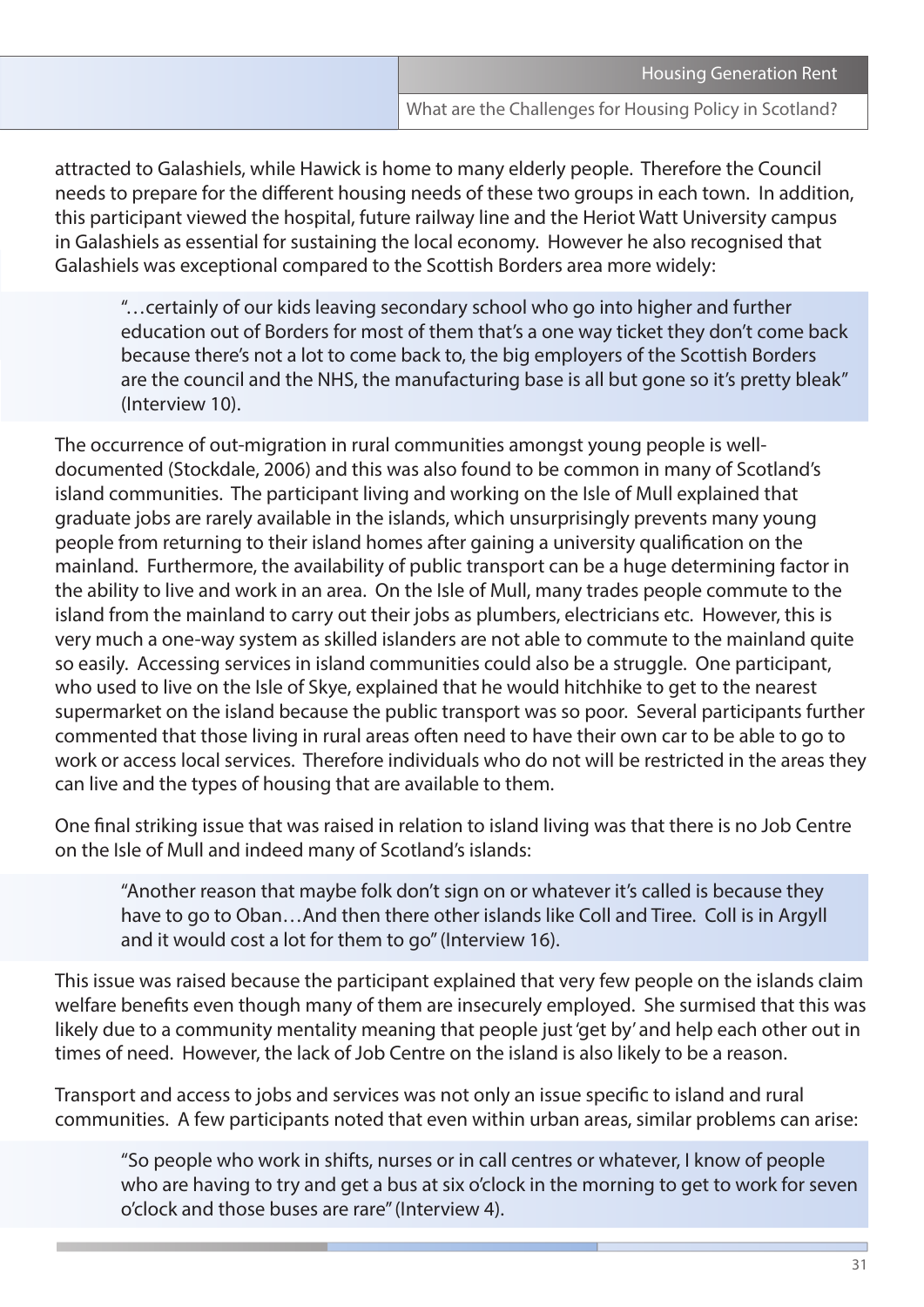attracted to Galashiels, while Hawick is home to many elderly people. Therefore the Council needs to prepare for the different housing needs of these two groups in each town. In addition, this participant viewed the hospital, future railway line and the Heriot Watt University campus in Galashiels as essential for sustaining the local economy. However he also recognised that Galashiels was exceptional compared to the Scottish Borders area more widely:

> "…certainly of our kids leaving secondary school who go into higher and further education out of Borders for most of them that's a one way ticket they don't come back because there's not a lot to come back to, the big employers of the Scottish Borders are the council and the NHS, the manufacturing base is all but gone so it's pretty bleak" (Interview 10).

The occurrence of out-migration in rural communities amongst young people is well-documented (Stockdale, 2006) and this was also found to be common in many of Scotland's island communities. The participant living and working on the Isle of Mull explained that graduate jobs are rarely available in the islands, which unsurprisingly prevents many young people from returning to their island homes after gaining a university qualification on the mainland. Furthermore, the availability of public transport can be a huge determining factor in the ability to live and work in an area. On the Isle of Mull, many trades people commute to the island from the mainland to carry out their jobs as plumbers, electricians etc. However, this is very much a one-way system as skilled islanders are not able to commute to the mainland quite so easily. Accessing services in island communities could also be a struggle. One participant, who used to live on the Isle of Skye, explained that he would hitchhike to get to the nearest supermarket on the island because the public transport was so poor. Several participants further commented that those living in rural areas often need to have their own car to be able to go to work or access local services. Therefore individuals who do not will be restricted in the areas they can live and the types of housing that are available to them.

One final striking issue that was raised in relation to island living was that there is no Job Centre on the Isle of Mull and indeed many of Scotland's islands:

> "Another reason that maybe folk don't sign on or whatever it's called is because they have to go to Oban…And then there other islands like Coll and Tiree. Coll is in Argyll and it would cost a lot for them to go" (Interview 16).

This issue was raised because the participant explained that very few people on the islands claim welfare benefits even though many of them are insecurely employed. She surmised that this was likely due to a community mentality meaning that people just 'get by' and help each other out in times of need. However, the lack of Job Centre on the island is also likely to be a reason.

Transport and access to jobs and services was not only an issue specific to island and rural communities. A few participants noted that even within urban areas, similar problems can arise:

> "So people who work in shifts, nurses or in call centres or whatever, I know of people who are having to try and get a bus at six o'clock in the morning to get to work for seven o'clock and those buses are rare" (Interview 4).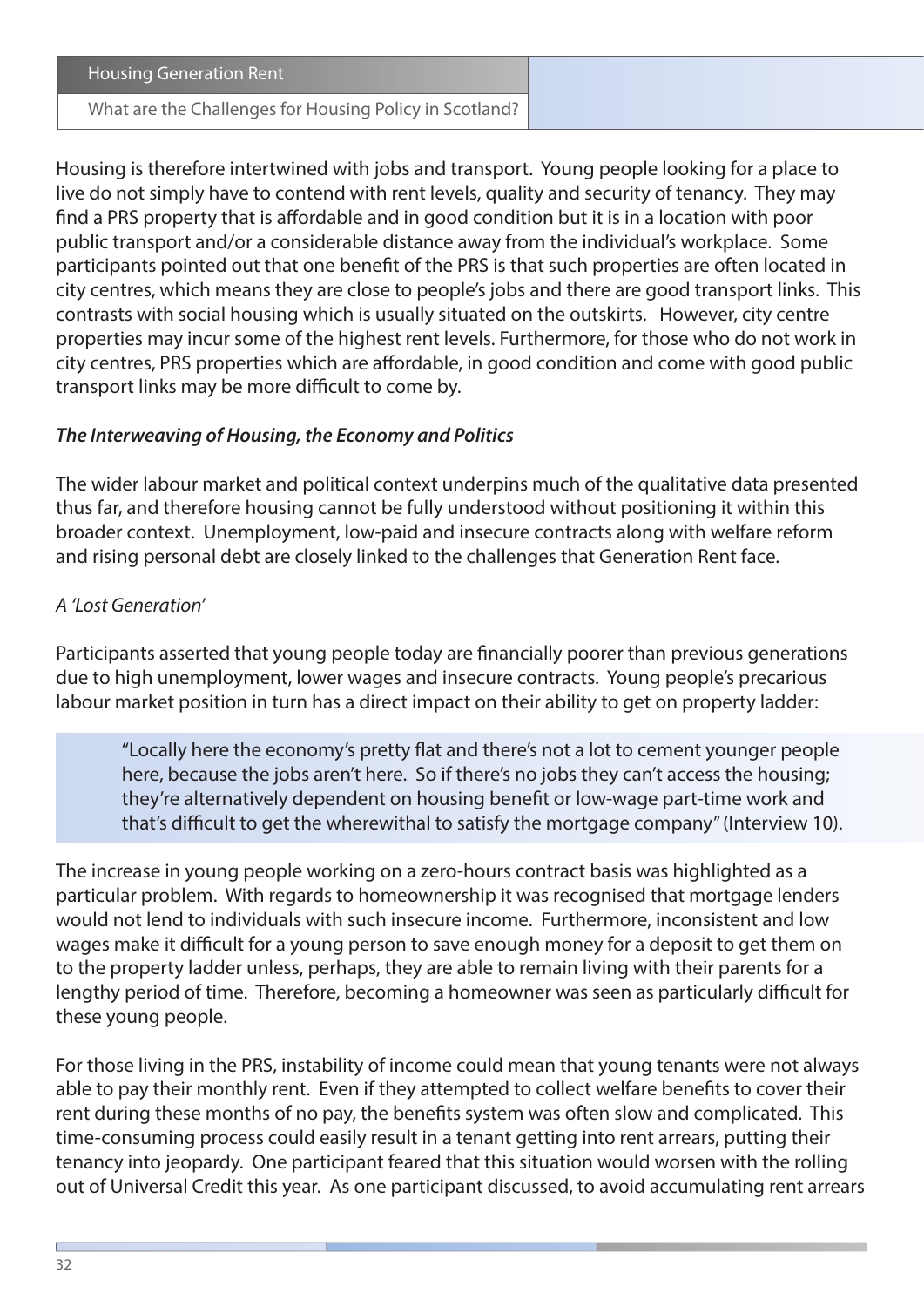Housing is therefore intertwined with jobs and transport. Young people looking for a place to live do not simply have to contend with rent levels, quality and security of tenancy. They may find a PRS property that is affordable and in good condition but it is in a location with poor public transport and/or a considerable distance away from the individual's workplace. Some participants pointed out that one benefit of the PRS is that such properties are often located in city centres, which means they are close to people's jobs and there are good transport links. This contrasts with social housing which is usually situated on the outskirts. However, city centre properties may incur some of the highest rent levels. Furthermore, for those who do not work in city centres, PRS properties which are affordable, in good condition and come with good public transport links may be more difficult to come by.

### *The Interweaving of Housing, the Economy and Politics*

The wider labour market and political context underpins much of the qualitative data presented thus far, and therefore housing cannot be fully understood without positioning it within this broader context. Unemployment, low-paid and insecure contracts along with welfare reform and rising personal debt are closely linked to the challenges that Generation Rent face.

#### *A 'Lost Generation'*

Participants asserted that young people today are financially poorer than previous generations due to high unemployment, lower wages and insecure contracts. Young people's precarious labour market position in turn has a direct impact on their ability to get on property ladder:

> "Locally here the economy's pretty flat and there's not a lot to cement younger people here, because the jobs aren't here. So if there's no jobs they can't access the housing; they're alternatively dependent on housing benefit or low-wage part-time work and that's difficult to get the wherewithal to satisfy the mortgage company" (Interview 10).

The increase in young people working on a zero-hours contract basis was highlighted as a particular problem. With regards to homeownership it was recognised that mortgage lenders would not lend to individuals with such insecure income. Furthermore, inconsistent and low wages make it difficult for a young person to save enough money for a deposit to get them on to the property ladder unless, perhaps, they are able to remain living with their parents for a lengthy period of time. Therefore, becoming a homeowner was seen as particularly difficult for these young people.

For those living in the PRS, instability of income could mean that young tenants were not always able to pay their monthly rent. Even if they attempted to collect welfare benefits to cover their rent during these months of no pay, the benefits system was often slow and complicated. This time-consuming process could easily result in a tenant getting into rent arrears, putting their tenancy into jeopardy. One participant feared that this situation would worsen with the rolling out of Universal Credit this year. As one participant discussed, to avoid accumulating rent arrears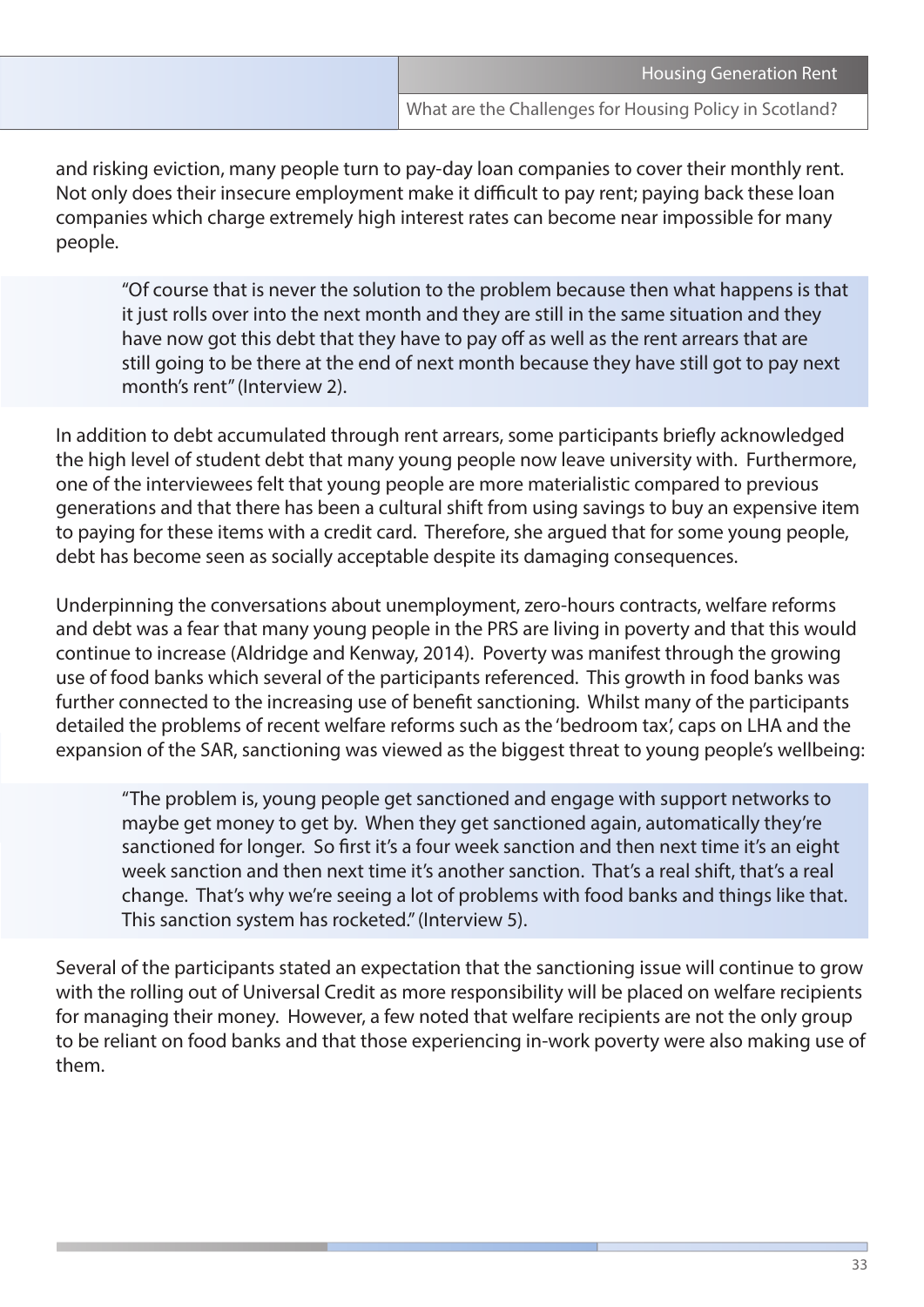and risking eviction, many people turn to pay-day loan companies to cover their monthly rent. Not only does their insecure employment make it difficult to pay rent; paying back these loan companies which charge extremely high interest rates can become near impossible for many people.

> "Of course that is never the solution to the problem because then what happens is that it just rolls over into the next month and they are still in the same situation and they have now got this debt that they have to pay off as well as the rent arrears that are still going to be there at the end of next month because they have still got to pay next month's rent" (Interview 2).

In addition to debt accumulated through rent arrears, some participants briefly acknowledged the high level of student debt that many young people now leave university with. Furthermore, one of the interviewees felt that young people are more materialistic compared to previous generations and that there has been a cultural shift from using savings to buy an expensive item to paying for these items with a credit card. Therefore, she argued that for some young people, debt has become seen as socially acceptable despite its damaging consequences.

Underpinning the conversations about unemployment, zero-hours contracts, welfare reforms and debt was a fear that many young people in the PRS are living in poverty and that this would continue to increase (Aldridge and Kenway, 2014). Poverty was manifest through the growing use of food banks which several of the participants referenced. This growth in food banks was further connected to the increasing use of benefit sanctioning. Whilst many of the participants detailed the problems of recent welfare reforms such as the 'bedroom tax', caps on LHA and the expansion of the SAR, sanctioning was viewed as the biggest threat to young people's wellbeing:

> "The problem is, young people get sanctioned and engage with support networks to maybe get money to get by. When they get sanctioned again, automatically they're sanctioned for longer. So first it's a four week sanction and then next time it's an eight week sanction and then next time it's another sanction. That's a real shift, that's a real change. That's why we're seeing a lot of problems with food banks and things like that. This sanction system has rocketed." (Interview 5).

Several of the participants stated an expectation that the sanctioning issue will continue to grow with the rolling out of Universal Credit as more responsibility will be placed on welfare recipients for managing their money. However, a few noted that welfare recipients are not the only group to be reliant on food banks and that those experiencing in-work poverty were also making use of them.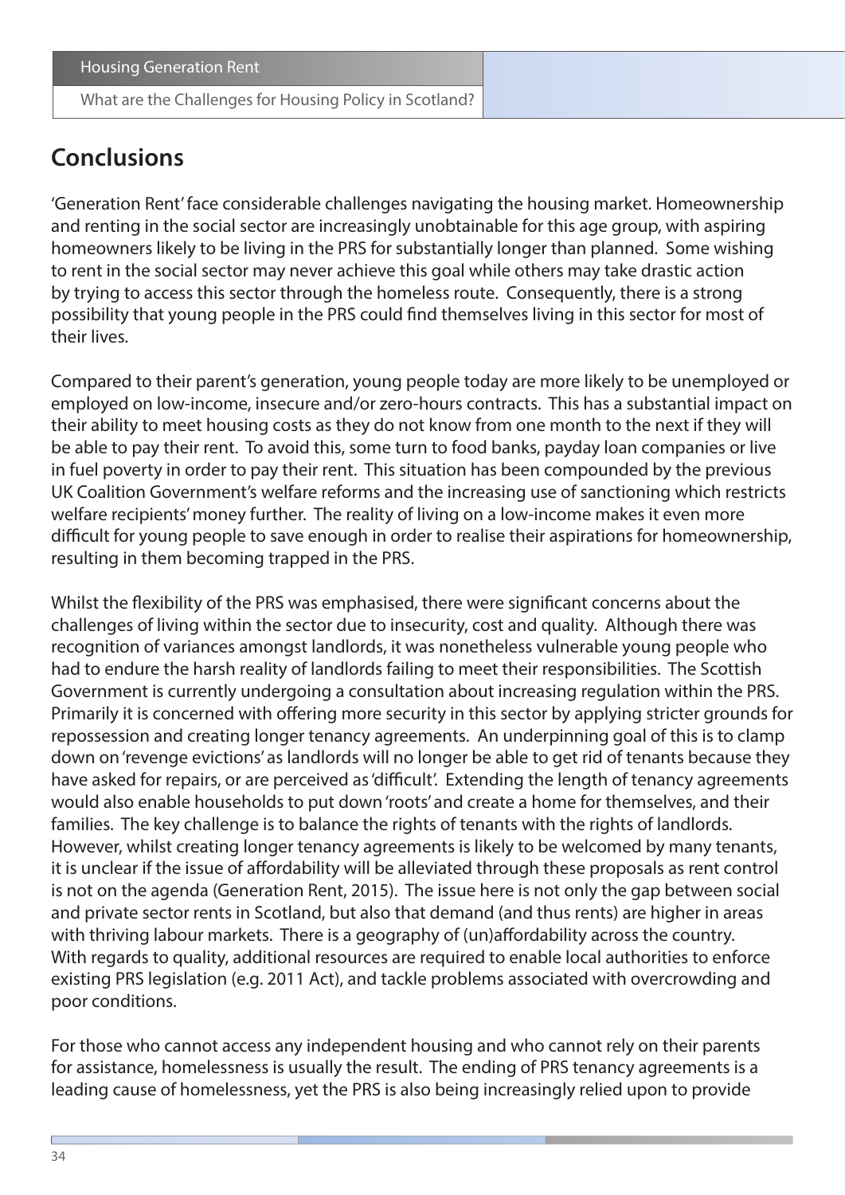## Conclusions

'Generation Rent' face considerable challenges navigating the housing market. Homeownership and renting in the social sector are increasingly unobtainable for this age group, with aspiring homeowners likely to be living in the PRS for substantially longer than planned. Some wishing to rent in the social sector may never achieve this goal while others may take drastic action by trying to access this sector through the homeless route. Consequently, there is a strong possibility that young people in the PRS could find themselves living in this sector for most of their lives.

Compared to their parent's generation, young people today are more likely to be unemployed or employed on low-income, insecure and/or zero-hours contracts. This has a substantial impact on their ability to meet housing costs as they do not know from one month to the next if they will be able to pay their rent. To avoid this, some turn to food banks, payday loan companies or live in fuel poverty in order to pay their rent. This situation has been compounded by the previous UK Coalition Government's welfare reforms and the increasing use of sanctioning which restricts welfare recipients' money further. The reality of living on a low-income makes it even more difficult for young people to save enough in order to realise their aspirations for homeownership, resulting in them becoming trapped in the PRS.

Whilst the flexibility of the PRS was emphasised, there were significant concerns about the challenges of living within the sector due to insecurity, cost and quality. Although there was recognition of variances amongst landlords, it was nonetheless vulnerable young people who had to endure the harsh reality of landlords failing to meet their responsibilities. The Scottish Government is currently undergoing a consultation about increasing regulation within the PRS. Primarily it is concerned with offering more security in this sector by applying stricter grounds for repossession and creating longer tenancy agreements. An underpinning goal of this is to clamp down on 'revenge evictions' as landlords will no longer be able to get rid of tenants because they have asked for repairs, or are perceived as 'difficult'. Extending the length of tenancy agreements would also enable households to put down 'roots' and create a home for themselves, and their families. The key challenge is to balance the rights of tenants with the rights of landlords. However, whilst creating longer tenancy agreements is likely to be welcomed by many tenants, it is unclear if the issue of affordability will be alleviated through these proposals as rent control is not on the agenda (Generation Rent, 2015). The issue here is not only the gap between social and private sector rents in Scotland, but also that demand (and thus rents) are higher in areas with thriving labour markets. There is a geography of (un)affordability across the country. With regards to quality, additional resources are required to enable local authorities to enforce existing PRS legislation (e.g. 2011 Act), and tackle problems associated with overcrowding and poor conditions.

For those who cannot access any independent housing and who cannot rely on their parents for assistance, homelessness is usually the result. The ending of PRS tenancy agreements is a leading cause of homelessness, yet the PRS is also being increasingly relied upon to provide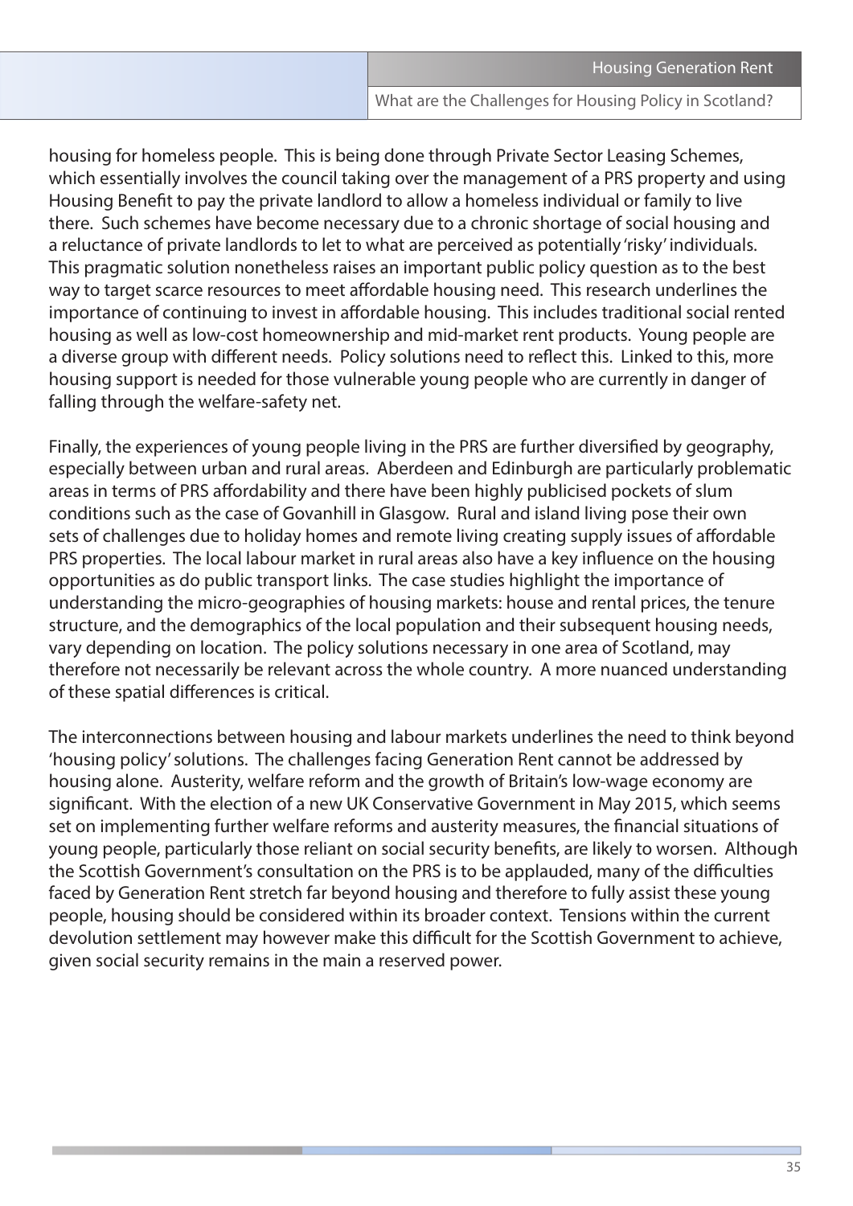housing for homeless people. This is being done through Private Sector Leasing Schemes, which essentially involves the council taking over the management of a PRS property and using Housing Benefit to pay the private landlord to allow a homeless individual or family to live there. Such schemes have become necessary due to a chronic shortage of social housing and a reluctance of private landlords to let to what are perceived as potentially 'risky' individuals. This pragmatic solution nonetheless raises an important public policy question as to the best way to target scarce resources to meet affordable housing need. This research underlines the importance of continuing to invest in affordable housing. This includes traditional social rented housing as well as low-cost homeownership and mid-market rent products. Young people are a diverse group with different needs. Policy solutions need to reflect this. Linked to this, more housing support is needed for those vulnerable young people who are currently in danger of falling through the welfare-safety net.

Finally, the experiences of young people living in the PRS are further diversified by geography, especially between urban and rural areas. Aberdeen and Edinburgh are particularly problematic areas in terms of PRS affordability and there have been highly publicised pockets of slum conditions such as the case of Govanhill in Glasgow. Rural and island living pose their own sets of challenges due to holiday homes and remote living creating supply issues of affordable PRS properties. The local labour market in rural areas also have a key influence on the housing opportunities as do public transport links. The case studies highlight the importance of understanding the micro-geographies of housing markets: house and rental prices, the tenure structure, and the demographics of the local population and their subsequent housing needs, vary depending on location. The policy solutions necessary in one area of Scotland, may therefore not necessarily be relevant across the whole country. A more nuanced understanding of these spatial differences is critical.

The interconnections between housing and labour markets underlines the need to think beyond 'housing policy' solutions. The challenges facing Generation Rent cannot be addressed by housing alone. Austerity, welfare reform and the growth of Britain's low-wage economy are significant. With the election of a new UK Conservative Government in May 2015, which seems set on implementing further welfare reforms and austerity measures, the financial situations of young people, particularly those reliant on social security benefits, are likely to worsen. Although the Scottish Government's consultation on the PRS is to be applauded, many of the difficulties faced by Generation Rent stretch far beyond housing and therefore to fully assist these young people, housing should be considered within its broader context. Tensions within the current devolution settlement may however make this difficult for the Scottish Government to achieve, given social security remains in the main a reserved power.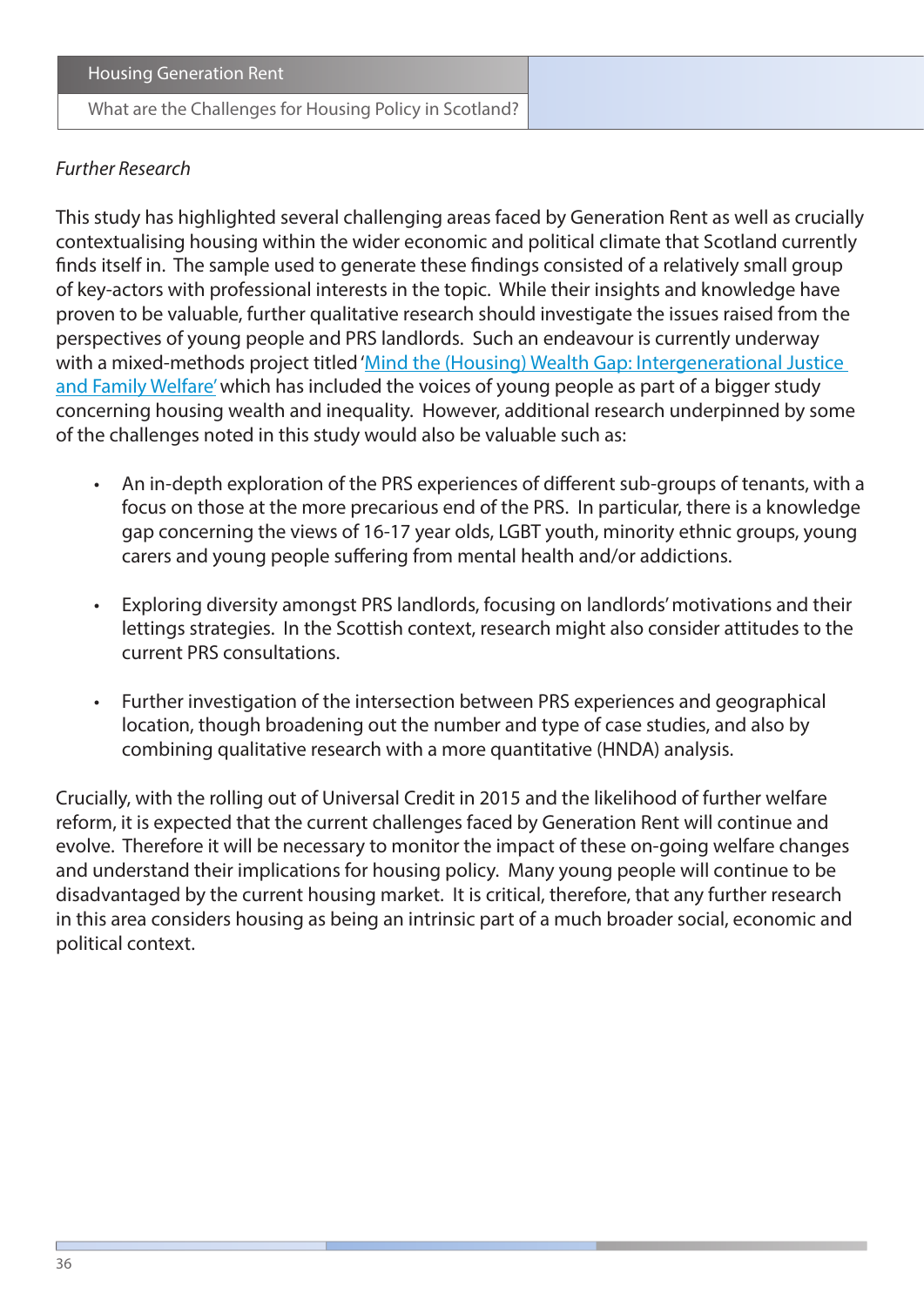*Further Research*

This study has highlighted several challenging areas faced by Generation Rent as well as crucially contextualising housing within the wider economic and political climate that Scotland currently finds itself in. The sample used to generate these findings consisted of a relatively small group of key-actors with professional interests in the topic. While their insights and knowledge have proven to be valuable, further qualitative research should investigate the issues raised from the perspectives of young people and PRS landlords. Such an endeavour is currently underway with a mixed-methods project titled 'Mind the (Housing) Wealth Gap: Intergenerational Justice and Family Welfare' which has included the voices of young people as part of a bigger study concerning housing wealth and inequality. However, additional research underpinned by some of the challenges noted in this study would also be valuable such as:

- An in-depth exploration of the PRS experiences of different sub-groups of tenants, with a focus on those at the more precarious end of the PRS. In particular, there is a knowledge gap concerning the views of 16-17 year olds, LGBT youth, minority ethnic groups, young carers and young people suffering from mental health and/or addictions.

- Exploring diversity amongst PRS landlords, focusing on landlords' motivations and their lettings strategies. In the Scottish context, research might also consider attitudes to the current PRS consultations.

- Further investigation of the intersection between PRS experiences and geographical location, though broadening out the number and type of case studies, and also by combining qualitative research with a more quantitative (HNDA) analysis.

Crucially, with the rolling out of Universal Credit in 2015 and the likelihood of further welfare reform, it is expected that the current challenges faced by Generation Rent will continue and evolve. Therefore it will be necessary to monitor the impact of these on-going welfare changes and understand their implications for housing policy. Many young people will continue to be disadvantaged by the current housing market. It is critical, therefore, that any further research in this area considers housing as being an intrinsic part of a much broader social, economic and political context.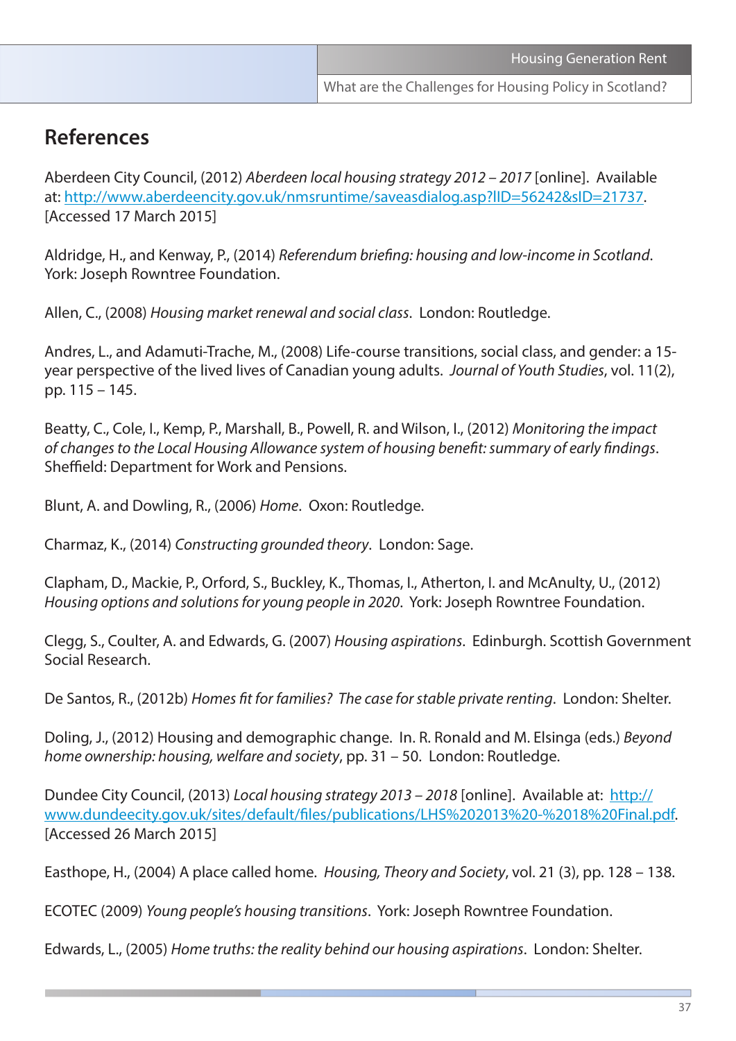## References

Aberdeen City Council, (2012) *Aberdeen local housing strategy 2012 – 2017* [online]. Available at: http://www.aberdeencity.gov.uk/nmsruntime/saveasdialog.asp?lID=56242&sID=21737. [Accessed 17 March 2015]

Aldridge, H., and Kenway, P., (2014) *Referendum briefing: housing and low-income in Scotland*. York: Joseph Rowntree Foundation.

Allen, C., (2008) *Housing market renewal and social class*. London: Routledge.

Andres, L., and Adamuti-Trache, M., (2008) Life-course transitions, social class, and gender: a 15-year perspective of the lived lives of Canadian young adults. *Journal of Youth Studies*, vol. 11(2), pp. 115 – 145.

Beatty, C., Cole, I., Kemp, P., Marshall, B., Powell, R. and Wilson, I., (2012) *Monitoring the impact of changes to the Local Housing Allowance system of housing benefit: summary of early findings*. Sheffield: Department for Work and Pensions.

Blunt, A. and Dowling, R., (2006) *Home*. Oxon: Routledge.

Charmaz, K., (2014) *Constructing grounded theory*. London: Sage.

Clapham, D., Mackie, P., Orford, S., Buckley, K., Thomas, I., Atherton, I. and McAnulty, U., (2012) *Housing options and solutions for young people in 2020*. York: Joseph Rowntree Foundation.

Clegg, S., Coulter, A. and Edwards, G. (2007) *Housing aspirations*. Edinburgh. Scottish Government Social Research.

De Santos, R., (2012b) *Homes fit for families? The case for stable private renting*. London: Shelter.

Doling, J., (2012) Housing and demographic change. In. R. Ronald and M. Elsinga (eds.) *Beyond home ownership: housing, welfare and society*, pp. 31 – 50. London: Routledge.

Dundee City Council, (2013) *Local housing strategy 2013 – 2018* [online]. Available at: http://www.dundeecity.gov.uk/sites/default/files/publications/LHS%202013%20-%2018%20Final.pdf. [Accessed 26 March 2015]

Easthope, H., (2004) A place called home. *Housing, Theory and Society*, vol. 21 (3), pp. 128 – 138.

ECOTEC (2009) *Young people's housing transitions*. York: Joseph Rowntree Foundation.

Edwards, L., (2005) *Home truths: the reality behind our housing aspirations*. London: Shelter.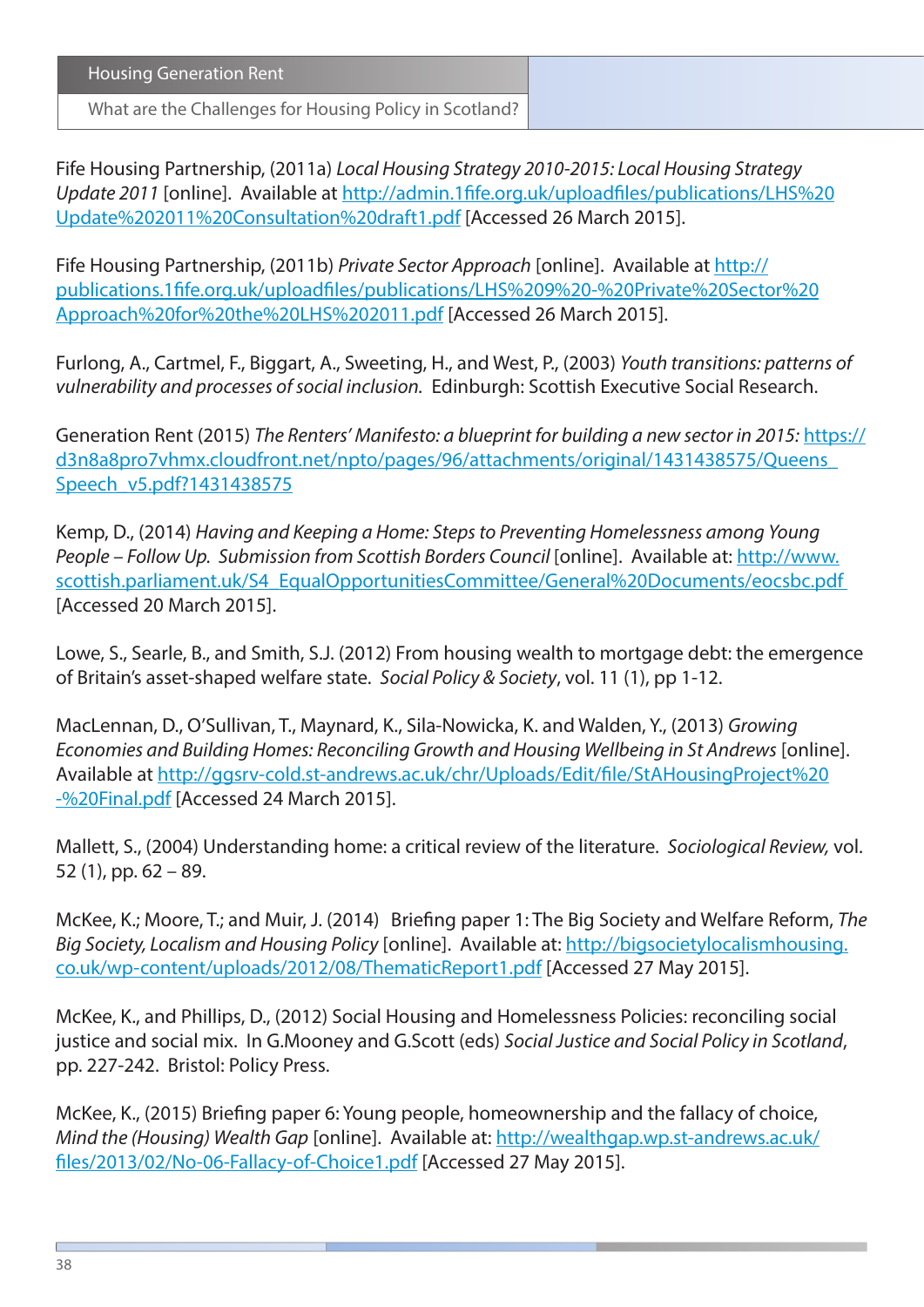Fife Housing Partnership, (2011a) *Local Housing Strategy 2010-2015: Local Housing Strategy Update 2011* [online]. Available at http://admin.1fife.org.uk/uploadfiles/publications/LHS%20Update%202011%20Consultation%20draft1.pdf [Accessed 26 March 2015].

Fife Housing Partnership, (2011b) *Private Sector Approach* [online]. Available at http://publications.1fife.org.uk/uploadfiles/publications/LHS%209%20-%20Private%20Sector%20Approach%20for%20the%20LHS%202011.pdf [Accessed 26 March 2015].

Furlong, A., Cartmel, F., Biggart, A., Sweeting, H., and West, P., (2003) *Youth transitions: patterns of vulnerability and processes of social inclusion.* Edinburgh: Scottish Executive Social Research.

Generation Rent (2015) *The Renters' Manifesto: a blueprint for building a new sector in 2015:* https://d3n8a8pro7vhmx.cloudfront.net/npto/pages/96/attachments/original/1431438575/Queens_Speech_v5.pdf?1431438575

Kemp, D., (2014) *Having and Keeping a Home: Steps to Preventing Homelessness among Young People – Follow Up. Submission from Scottish Borders Council* [online]. Available at: http://www.scottish.parliament.uk/S4_EqualOpportunitiesCommittee/General%20Documents/eocsbc.pdf [Accessed 20 March 2015].

Lowe, S., Searle, B., and Smith, S.J. (2012) From housing wealth to mortgage debt: the emergence of Britain's asset-shaped welfare state. *Social Policy & Society*, vol. 11 (1), pp 1-12.

MacLennan, D., O'Sullivan, T., Maynard, K., Sila-Nowicka, K. and Walden, Y., (2013) *Growing Economies and Building Homes: Reconciling Growth and Housing Wellbeing in St Andrews* [online]. Available at http://ggsrv-cold.st-andrews.ac.uk/chr/Uploads/Edit/file/StAHousingProject%20-%20Final.pdf [Accessed 24 March 2015].

Mallett, S., (2004) Understanding home: a critical review of the literature. *Sociological Review,* vol. 52 (1), pp. 62 – 89.

McKee, K.; Moore, T.; and Muir, J. (2014) Briefing paper 1: The Big Society and Welfare Reform, *The Big Society, Localism and Housing Policy* [online]. Available at: http://bigsocietylocalismhousing.co.uk/wp-content/uploads/2012/08/ThematicReport1.pdf [Accessed 27 May 2015].

McKee, K., and Phillips, D., (2012) Social Housing and Homelessness Policies: reconciling social justice and social mix. In G.Mooney and G.Scott (eds) *Social Justice and Social Policy in Scotland*, pp. 227-242. Bristol: Policy Press.

McKee, K., (2015) Briefing paper 6: Young people, homeownership and the fallacy of choice, *Mind the (Housing) Wealth Gap* [online]. Available at: http://wealthgap.wp.st-andrews.ac.uk/files/2013/02/No-06-Fallacy-of-Choice1.pdf [Accessed 27 May 2015].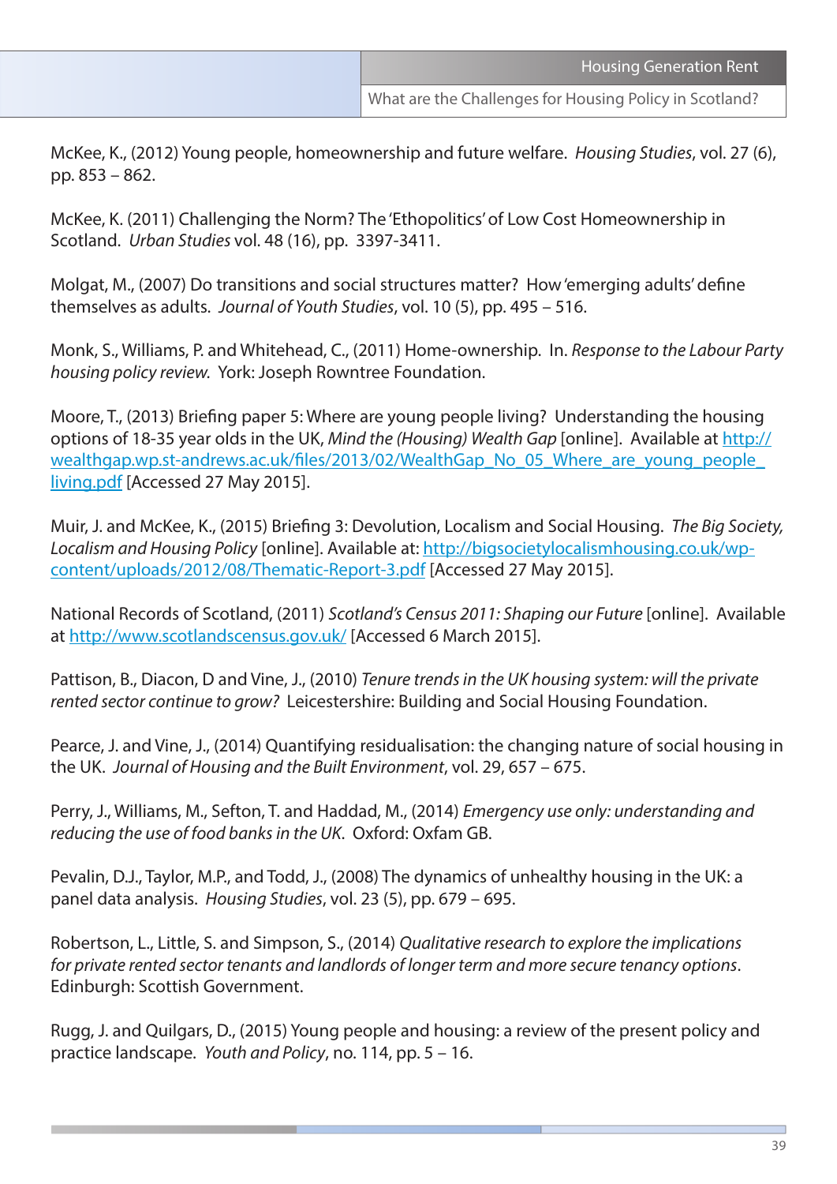McKee, K., (2012) Young people, homeownership and future welfare. *Housing Studies*, vol. 27 (6), pp. 853 – 862.

McKee, K. (2011) Challenging the Norm? The 'Ethopolitics' of Low Cost Homeownership in Scotland. *Urban Studies* vol. 48 (16), pp. 3397-3411.

Molgat, M., (2007) Do transitions and social structures matter? How 'emerging adults' define themselves as adults. *Journal of Youth Studies*, vol. 10 (5), pp. 495 – 516.

Monk, S., Williams, P. and Whitehead, C., (2011) Home-ownership. In. *Response to the Labour Party housing policy review.* York: Joseph Rowntree Foundation.

Moore, T., (2013) Briefing paper 5: Where are young people living? Understanding the housing options of 18-35 year olds in the UK, *Mind the (Housing) Wealth Gap* [online]. Available at [http://wealthgap.wp.st-andrews.ac.uk/files/2013/02/WealthGap_No_05_Where_are_young_people_living.pdf](http://wealthgap.wp.st-andrews.ac.uk/files/2013/02/WealthGap_No_05_Where_are_young_people_living.pdf) [Accessed 27 May 2015].

Muir, J. and McKee, K., (2015) Briefing 3: Devolution, Localism and Social Housing. *The Big Society, Localism and Housing Policy* [online]. Available at: [http://bigsocietylocalismhousing.co.uk/wp-content/uploads/2012/08/Thematic-Report-3.pdf](http://bigsocietylocalismhousing.co.uk/wp-content/uploads/2012/08/Thematic-Report-3.pdf) [Accessed 27 May 2015].

National Records of Scotland, (2011) *Scotland's Census 2011: Shaping our Future* [online]. Available at [http://www.scotlandscensus.gov.uk/](http://www.scotlandscensus.gov.uk/) [Accessed 6 March 2015].

Pattison, B., Diacon, D and Vine, J., (2010) *Tenure trends in the UK housing system: will the private rented sector continue to grow?* Leicestershire: Building and Social Housing Foundation.

Pearce, J. and Vine, J., (2014) Quantifying residualisation: the changing nature of social housing in the UK. *Journal of Housing and the Built Environment*, vol. 29, 657 – 675.

Perry, J., Williams, M., Sefton, T. and Haddad, M., (2014) *Emergency use only: understanding and reducing the use of food banks in the UK.* Oxford: Oxfam GB.

Pevalin, D.J., Taylor, M.P., and Todd, J., (2008) The dynamics of unhealthy housing in the UK: a panel data analysis. *Housing Studies*, vol. 23 (5), pp. 679 – 695.

Robertson, L., Little, S. and Simpson, S., (2014) *Qualitative research to explore the implications for private rented sector tenants and landlords of longer term and more secure tenancy options*. Edinburgh: Scottish Government.

Rugg, J. and Quilgars, D., (2015) Young people and housing: a review of the present policy and practice landscape. *Youth and Policy*, no. 114, pp. 5 – 16.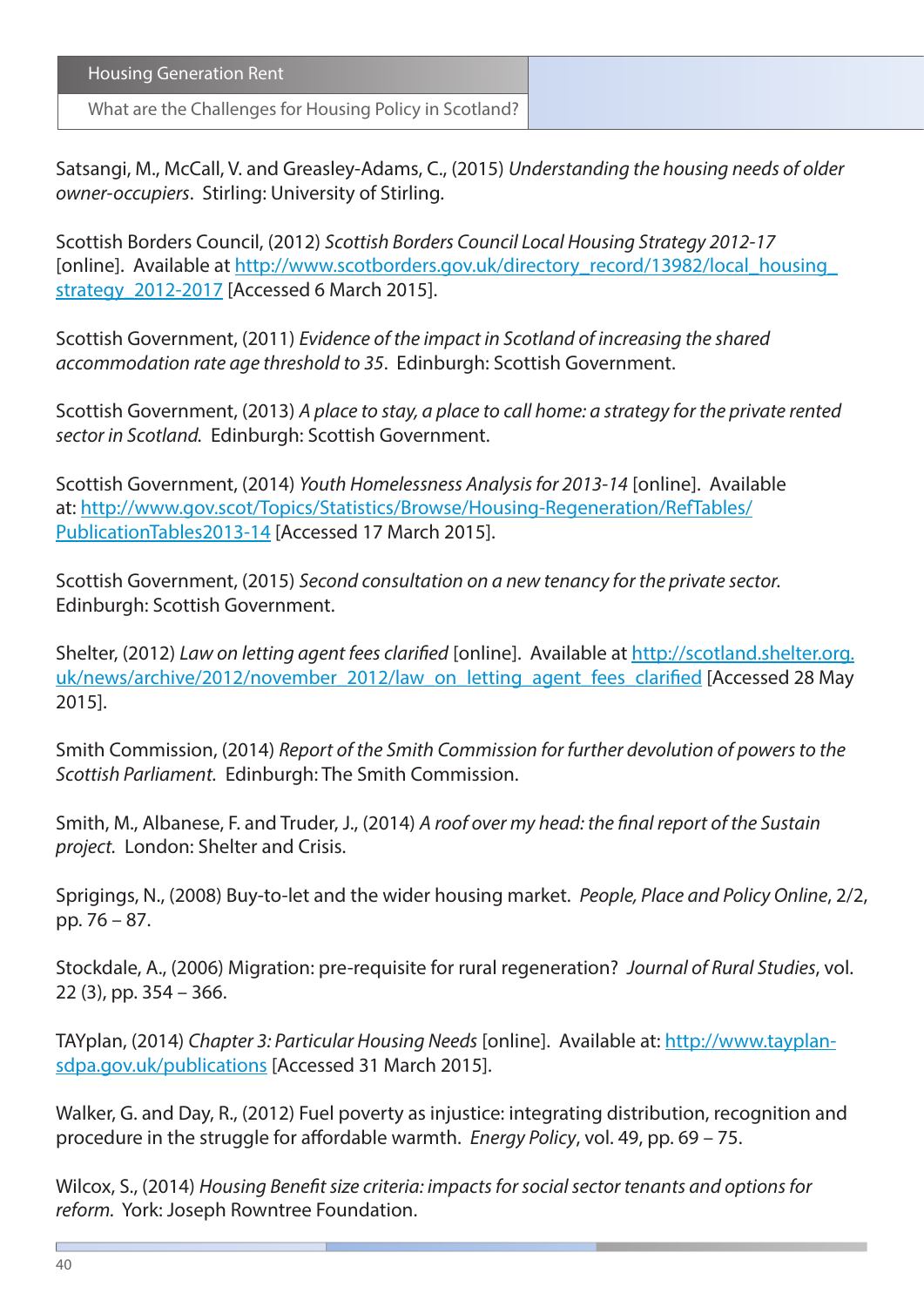Satsangi, M., McCall, V. and Greasley-Adams, C., (2015) *Understanding the housing needs of older owner-occupiers*. Stirling: University of Stirling.

Scottish Borders Council, (2012) *Scottish Borders Council Local Housing Strategy 2012-17* [online]. Available at http://www.scotborders.gov.uk/directory_record/13982/local_housing_strategy_2012-2017 [Accessed 6 March 2015].

Scottish Government, (2011) *Evidence of the impact in Scotland of increasing the shared accommodation rate age threshold to 35*. Edinburgh: Scottish Government.

Scottish Government, (2013) *A place to stay, a place to call home: a strategy for the private rented sector in Scotland.* Edinburgh: Scottish Government.

Scottish Government, (2014) *Youth Homelessness Analysis for 2013-14* [online]. Available at: http://www.gov.scot/Topics/Statistics/Browse/Housing-Regeneration/RefTables/PublicationTables2013-14 [Accessed 17 March 2015].

Scottish Government, (2015) *Second consultation on a new tenancy for the private sector.* Edinburgh: Scottish Government.

Shelter, (2012) *Law on letting agent fees clarified* [online]. Available at http://scotland.shelter.org.uk/news/archive/2012/november_2012/law_on_letting_agent_fees_clarified [Accessed 28 May 2015].

Smith Commission, (2014) *Report of the Smith Commission for further devolution of powers to the Scottish Parliament.* Edinburgh: The Smith Commission.

Smith, M., Albanese, F. and Truder, J., (2014) *A roof over my head: the final report of the Sustain project.* London: Shelter and Crisis.

Sprigings, N., (2008) Buy-to-let and the wider housing market. *People, Place and Policy Online*, 2/2, pp. 76 – 87.

Stockdale, A., (2006) Migration: pre-requisite for rural regeneration? *Journal of Rural Studies*, vol. 22 (3), pp. 354 – 366.

TAYplan, (2014) *Chapter 3: Particular Housing Needs* [online]. Available at: http://www.tayplan-sdpa.gov.uk/publications [Accessed 31 March 2015].

Walker, G. and Day, R., (2012) Fuel poverty as injustice: integrating distribution, recognition and procedure in the struggle for affordable warmth. *Energy Policy*, vol. 49, pp. 69 – 75.

Wilcox, S., (2014) *Housing Benefit size criteria: impacts for social sector tenants and options for reform.* York: Joseph Rowntree Foundation.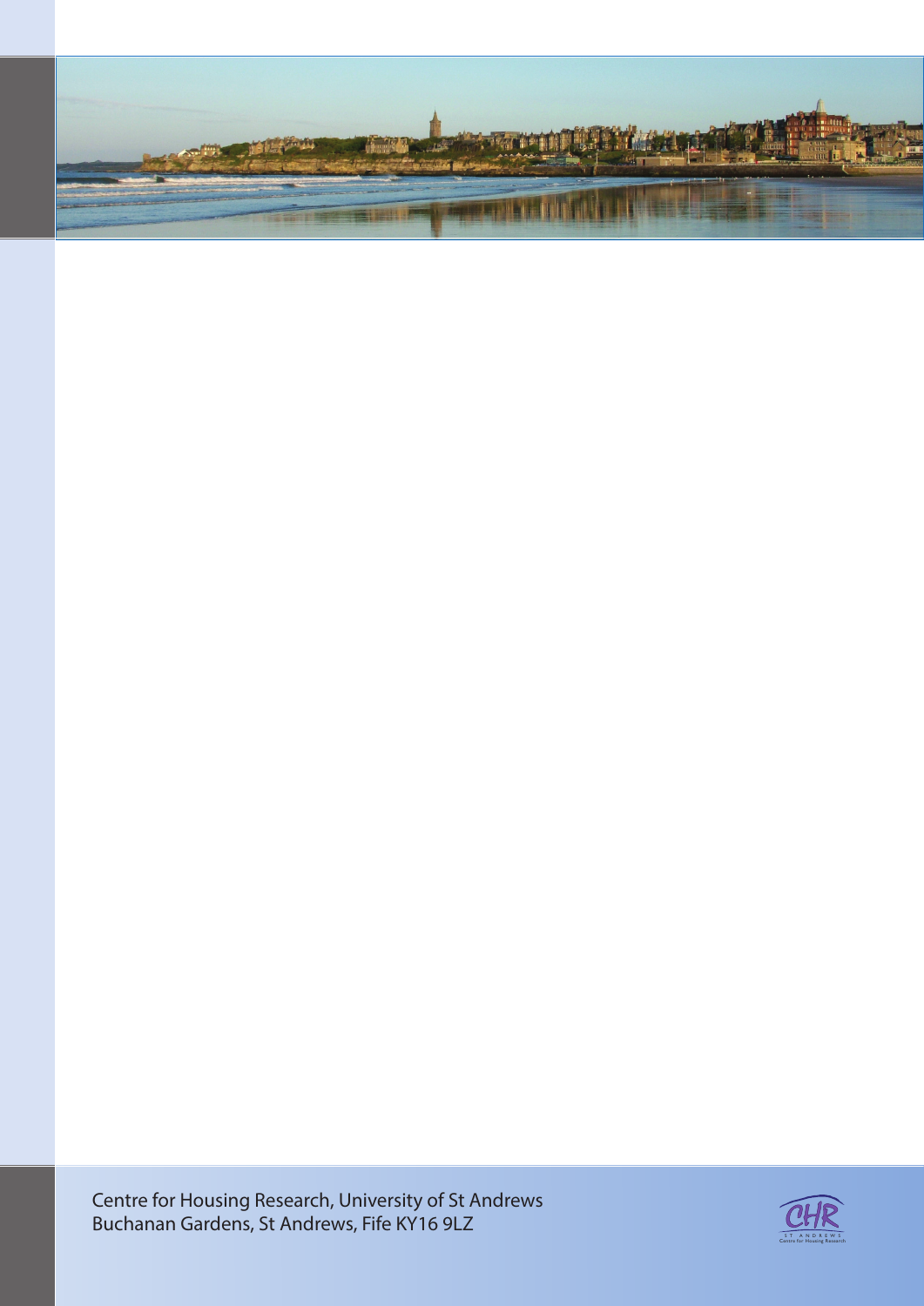Centre for Housing Research, University of St Andrews
Buchanan Gardens, St Andrews, Fife KY16 9LZ